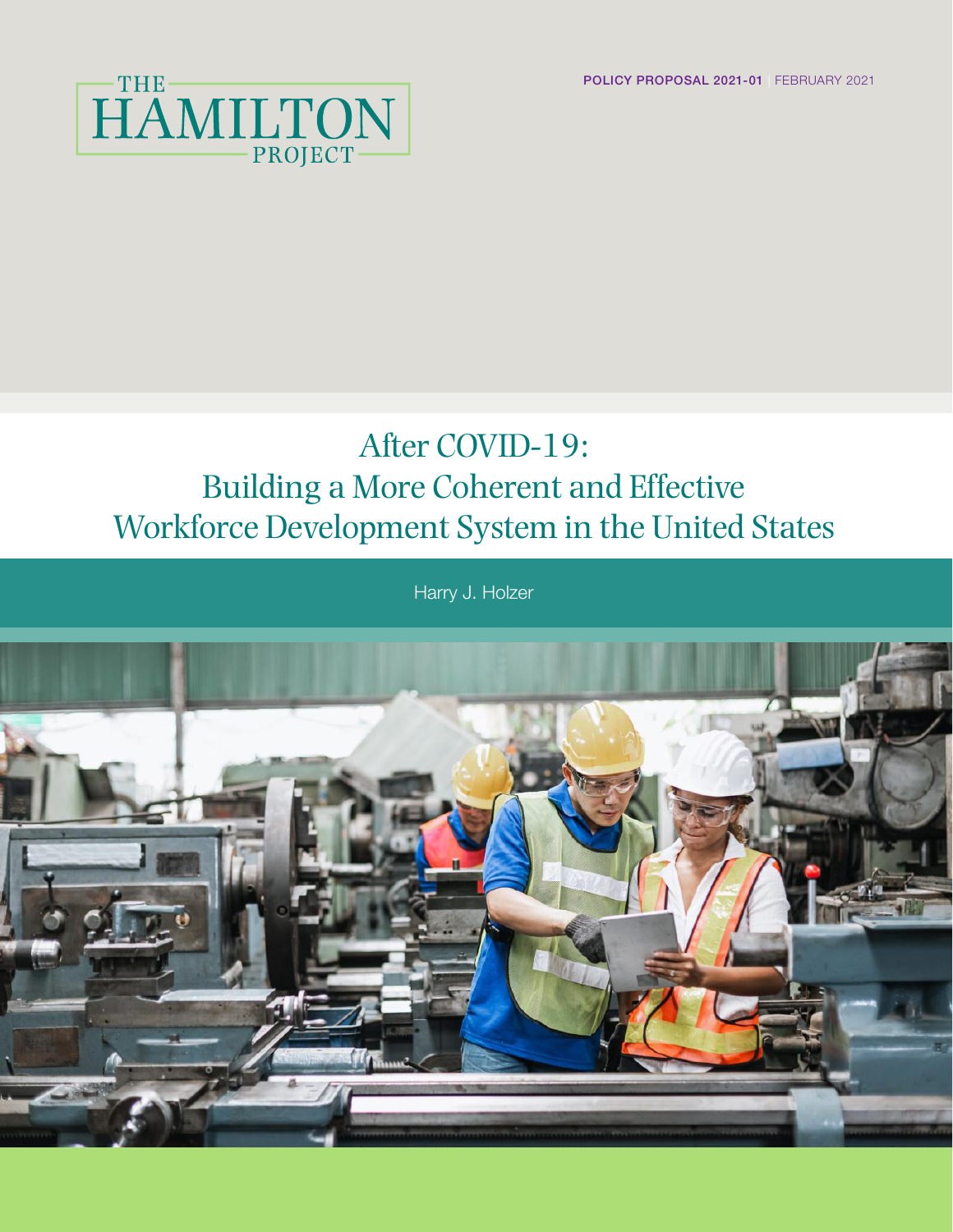THE HAMILTON PROJECT

**POLICY PROPOSAL 2021-01** | FEBRUARY 2021

# After COVID-19: Building a More Coherent and Effective Workforce Development System in the United States

Harry J. Holzer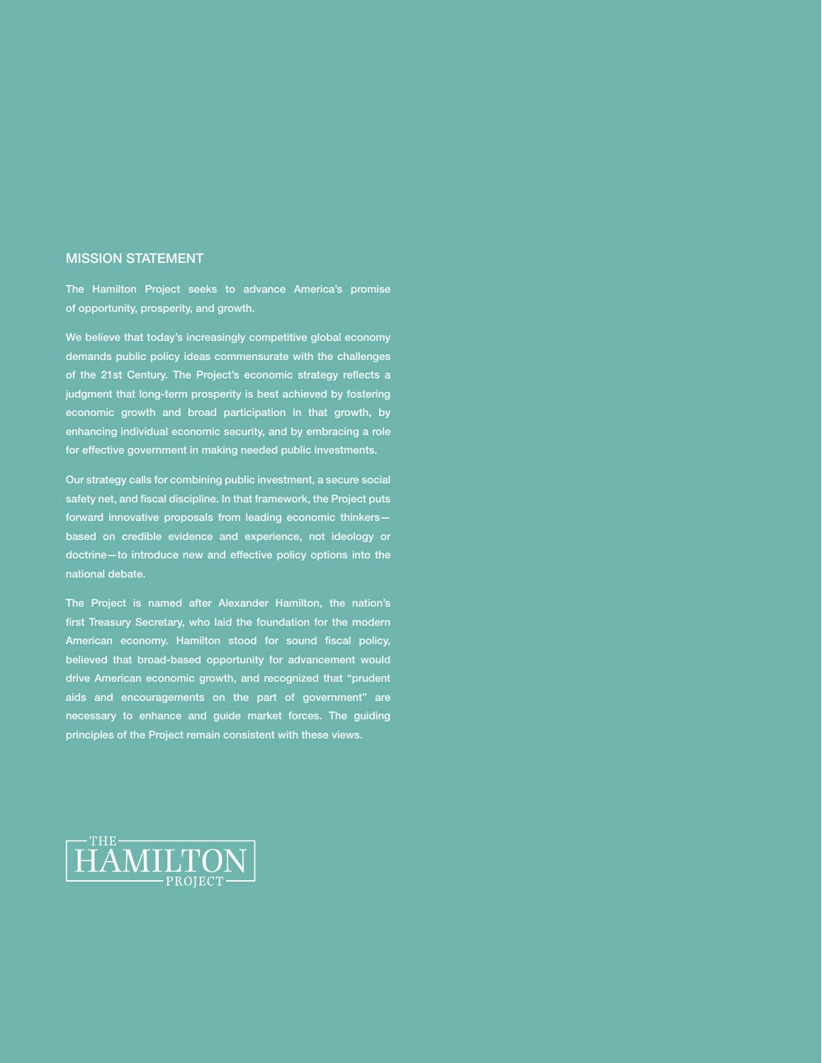## MISSION STATEMENT

The Hamilton Project seeks to advance America's promise of opportunity, prosperity, and growth.

We believe that today's increasingly competitive global economy demands public policy ideas commensurate with the challenges of the 21st Century. The Project's economic strategy reflects a judgment that long-term prosperity is best achieved by fostering economic growth and broad participation in that growth, by enhancing individual economic security, and by embracing a role for effective government in making needed public investments.

Our strategy calls for combining public investment, a secure social safety net, and fiscal discipline. In that framework, the Project puts forward innovative proposals from leading economic thinkers—based on credible evidence and experience, not ideology or doctrine—to introduce new and effective policy options into the national debate.

The Project is named after Alexander Hamilton, the nation's first Treasury Secretary, who laid the foundation for the modern American economy. Hamilton stood for sound fiscal policy, believed that broad-based opportunity for advancement would drive American economic growth, and recognized that "prudent aids and encouragements on the part of government" are necessary to enhance and guide market forces. The guiding principles of the Project remain consistent with these views.

THE HAMILTON PROJECT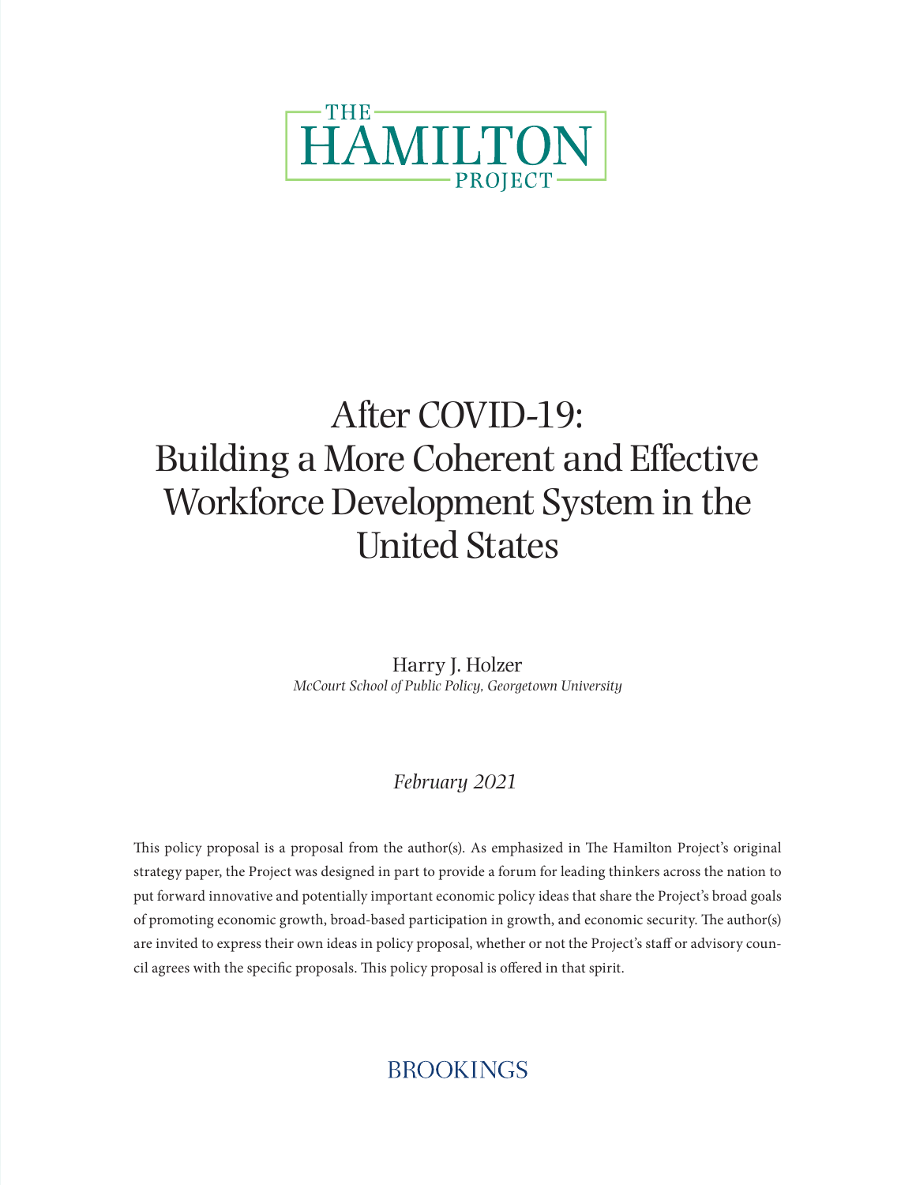THE HAMILTON PROJECT

# After COVID-19: Building a More Coherent and Effective Workforce Development System in the United States

Harry J. Holzer
*McCourt School of Public Policy, Georgetown University*

*February 2021*

This policy proposal is a proposal from the author(s). As emphasized in The Hamilton Project's original strategy paper, the Project was designed in part to provide a forum for leading thinkers across the nation to put forward innovative and potentially important economic policy ideas that share the Project's broad goals of promoting economic growth, broad-based participation in growth, and economic security. The author(s) are invited to express their own ideas in policy proposal, whether or not the Project's staff or advisory council agrees with the specific proposals. This policy proposal is offered in that spirit.

BROOKINGS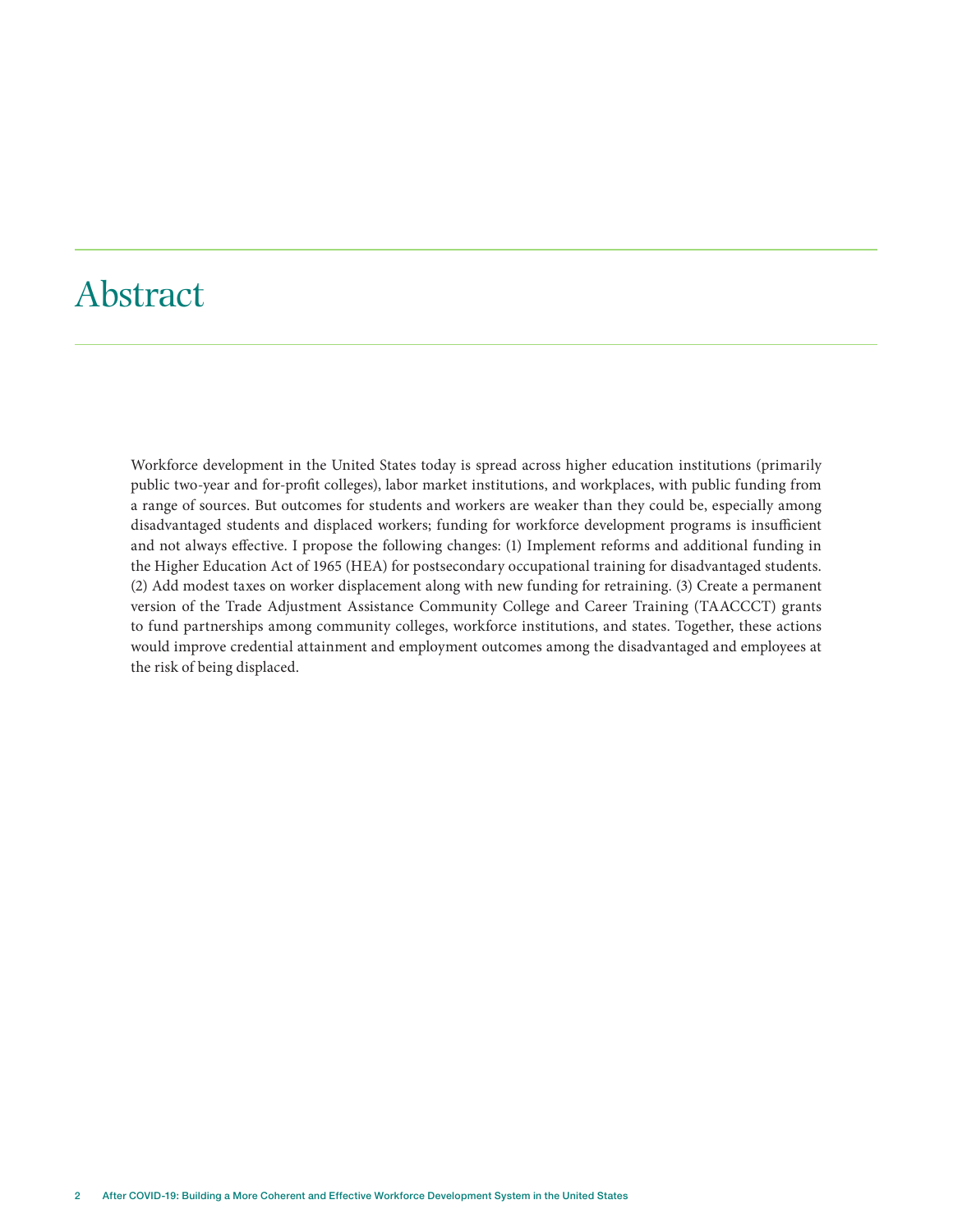# Abstract

Workforce development in the United States today is spread across higher education institutions (primarily public two-year and for-profit colleges), labor market institutions, and workplaces, with public funding from a range of sources. But outcomes for students and workers are weaker than they could be, especially among disadvantaged students and displaced workers; funding for workforce development programs is insufficient and not always effective. I propose the following changes: (1) Implement reforms and additional funding in the Higher Education Act of 1965 (HEA) for postsecondary occupational training for disadvantaged students. (2) Add modest taxes on worker displacement along with new funding for retraining. (3) Create a permanent version of the Trade Adjustment Assistance Community College and Career Training (TAACCCT) grants to fund partnerships among community colleges, workforce institutions, and states. Together, these actions would improve credential attainment and employment outcomes among the disadvantaged and employees at the risk of being displaced.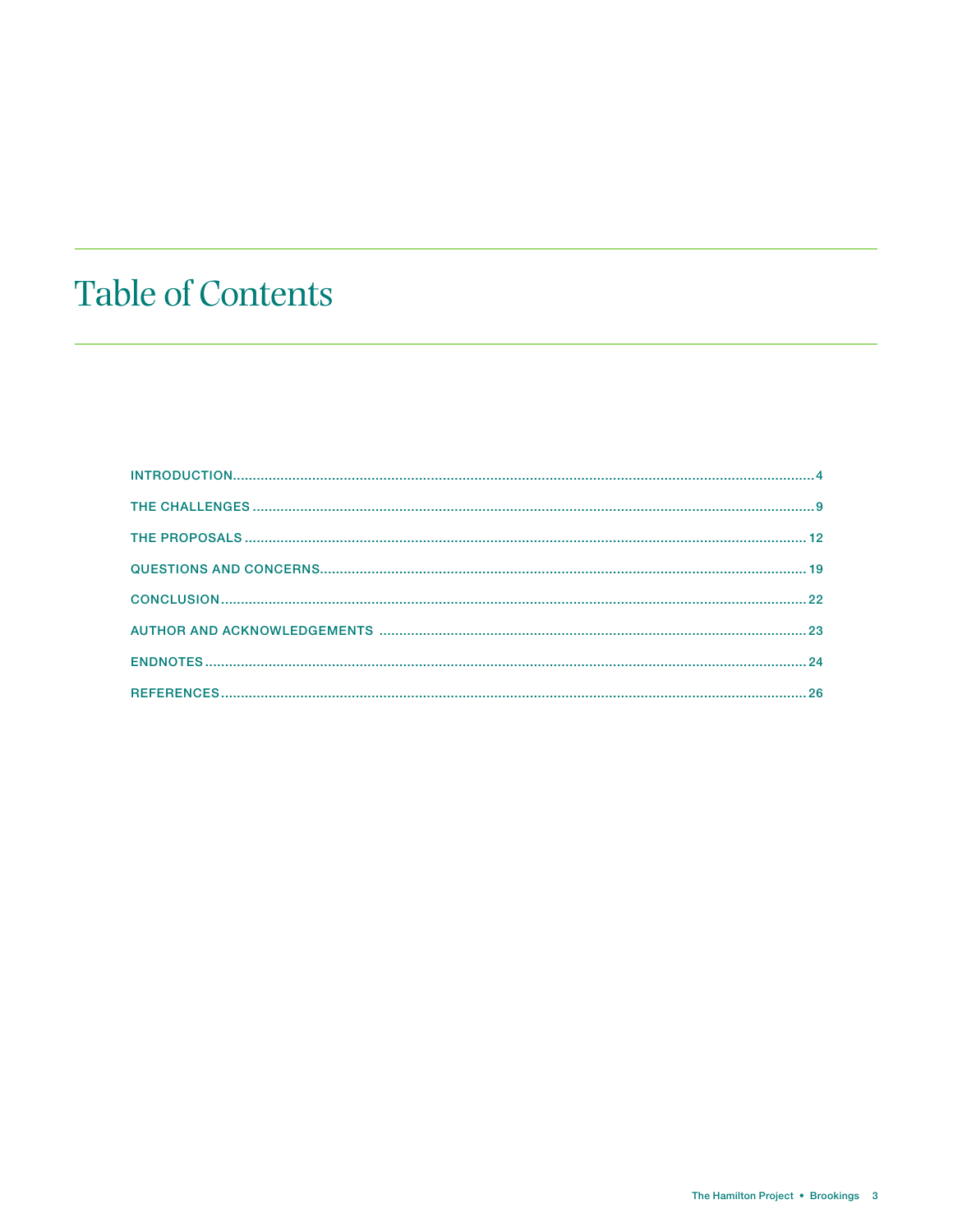# Table of Contents

INTRODUCTION....4

THE CHALLENGES....9

THE PROPOSALS....12

QUESTIONS AND CONCERNS....19

CONCLUSION....22

AUTHOR AND ACKNOWLEDGEMENTS....23

ENDNOTES....24

REFERENCES....26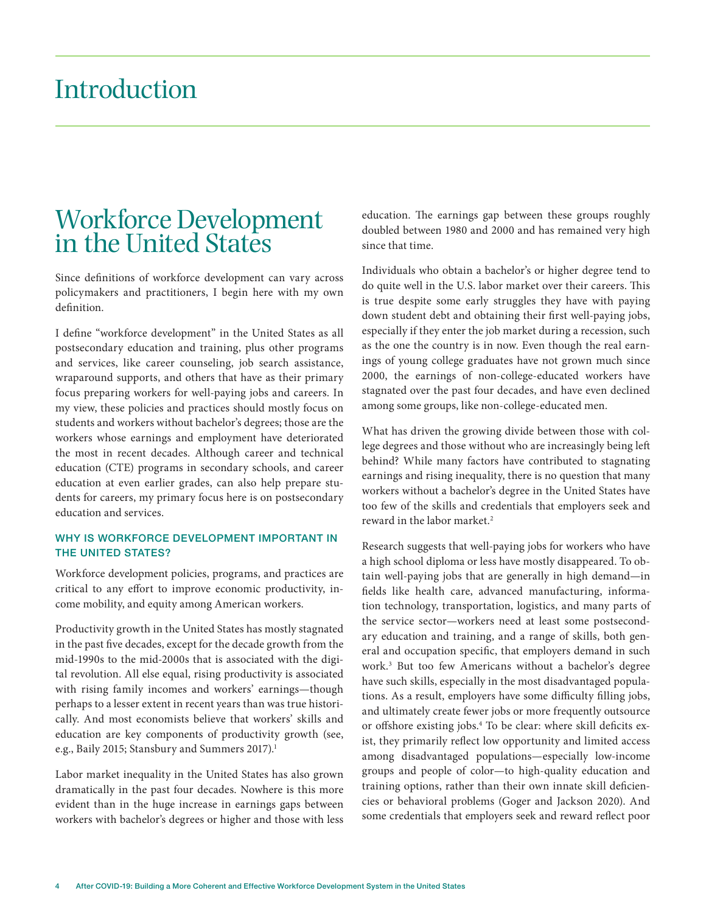# Introduction

## Workforce Development in the United States

Since definitions of workforce development can vary across policymakers and practitioners, I begin here with my own definition.

I define "workforce development" in the United States as all postsecondary education and training, plus other programs and services, like career counseling, job search assistance, wraparound supports, and others that have as their primary focus preparing workers for well-paying jobs and careers. In my view, these policies and practices should mostly focus on students and workers without bachelor's degrees; those are the workers whose earnings and employment have deteriorated the most in recent decades. Although career and technical education (CTE) programs in secondary schools, and career education at even earlier grades, can also help prepare students for careers, my primary focus here is on postsecondary education and services.

### WHY IS WORKFORCE DEVELOPMENT IMPORTANT IN THE UNITED STATES?

Workforce development policies, programs, and practices are critical to any effort to improve economic productivity, income mobility, and equity among American workers.

Productivity growth in the United States has mostly stagnated in the past five decades, except for the decade growth from the mid-1990s to the mid-2000s that is associated with the digital revolution. All else equal, rising productivity is associated with rising family incomes and workers' earnings—though perhaps to a lesser extent in recent years than was true historically. And most economists believe that workers' skills and education are key components of productivity growth (see, e.g., Baily 2015; Stansbury and Summers 2017).[1]

Labor market inequality in the United States has also grown dramatically in the past four decades. Nowhere is this more evident than in the huge increase in earnings gaps between workers with bachelor's degrees or higher and those with less education. The earnings gap between these groups roughly doubled between 1980 and 2000 and has remained very high since that time.

Individuals who obtain a bachelor's or higher degree tend to do quite well in the U.S. labor market over their careers. This is true despite some early struggles they have with paying down student debt and obtaining their first well-paying jobs, especially if they enter the job market during a recession, such as the one the country is in now. Even though the real earnings of young college graduates have not grown much since 2000, the earnings of non-college-educated workers have stagnated over the past four decades, and have even declined among some groups, like non-college-educated men.

What has driven the growing divide between those with college degrees and those without who are increasingly being left behind? While many factors have contributed to stagnating earnings and rising inequality, there is no question that many workers without a bachelor's degree in the United States have too few of the skills and credentials that employers seek and reward in the labor market.[2]

Research suggests that well-paying jobs for workers who have a high school diploma or less have mostly disappeared. To obtain well-paying jobs that are generally in high demand—in fields like health care, advanced manufacturing, information technology, transportation, logistics, and many parts of the service sector—workers need at least some postsecondary education and training, and a range of skills, both general and occupation specific, that employers demand in such work.[3] But too few Americans without a bachelor's degree have such skills, especially in the most disadvantaged populations. As a result, employers have some difficulty filling jobs, and ultimately create fewer jobs or more frequently outsource or offshore existing jobs.[4] To be clear: where skill deficits exist, they primarily reflect low opportunity and limited access among disadvantaged populations—especially low-income groups and people of color—to high-quality education and training options, rather than their own innate skill deficiencies or behavioral problems (Goger and Jackson 2020). And some credentials that employers seek and reward reflect poor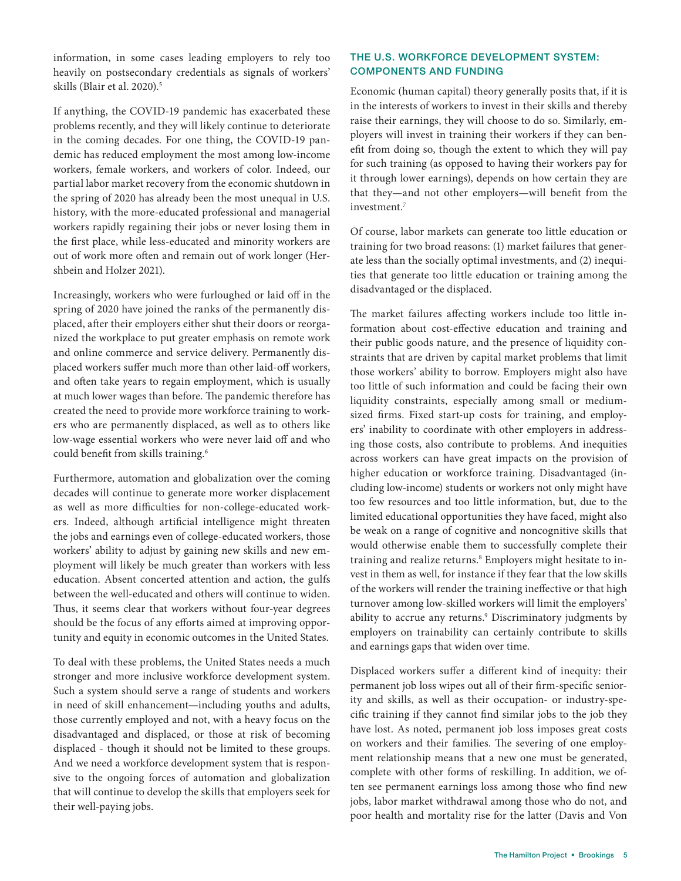information, in some cases leading employers to rely too heavily on postsecondary credentials as signals of workers' skills (Blair et al. 2020).[5]

If anything, the COVID-19 pandemic has exacerbated these problems recently, and they will likely continue to deteriorate in the coming decades. For one thing, the COVID-19 pandemic has reduced employment the most among low-income workers, female workers, and workers of color. Indeed, our partial labor market recovery from the economic shutdown in the spring of 2020 has already been the most unequal in U.S. history, with the more-educated professional and managerial workers rapidly regaining their jobs or never losing them in the first place, while less-educated and minority workers are out of work more often and remain out of work longer (Hershbein and Holzer 2021).

Increasingly, workers who were furloughed or laid off in the spring of 2020 have joined the ranks of the permanently displaced, after their employers either shut their doors or reorganized the workplace to put greater emphasis on remote work and online commerce and service delivery. Permanently displaced workers suffer much more than other laid-off workers, and often take years to regain employment, which is usually at much lower wages than before. The pandemic therefore has created the need to provide more workforce training to workers who are permanently displaced, as well as to others like low-wage essential workers who were never laid off and who could benefit from skills training.[6]

Furthermore, automation and globalization over the coming decades will continue to generate more worker displacement as well as more difficulties for non-college-educated workers. Indeed, although artificial intelligence might threaten the jobs and earnings even of college-educated workers, those workers' ability to adjust by gaining new skills and new employment will likely be much greater than workers with less education. Absent concerted attention and action, the gulfs between the well-educated and others will continue to widen. Thus, it seems clear that workers without four-year degrees should be the focus of any efforts aimed at improving opportunity and equity in economic outcomes in the United States.

To deal with these problems, the United States needs a much stronger and more inclusive workforce development system. Such a system should serve a range of students and workers in need of skill enhancement—including youths and adults, those currently employed and not, with a heavy focus on the disadvantaged and displaced, or those at risk of becoming displaced - though it should not be limited to these groups. And we need a workforce development system that is responsive to the ongoing forces of automation and globalization that will continue to develop the skills that employers seek for their well-paying jobs.

## THE U.S. WORKFORCE DEVELOPMENT SYSTEM: COMPONENTS AND FUNDING

Economic (human capital) theory generally posits that, if it is in the interests of workers to invest in their skills and thereby raise their earnings, they will choose to do so. Similarly, employers will invest in training their workers if they can benefit from doing so, though the extent to which they will pay for such training (as opposed to having their workers pay for it through lower earnings), depends on how certain they are that they—and not other employers—will benefit from the investment.[7]

Of course, labor markets can generate too little education or training for two broad reasons: (1) market failures that generate less than the socially optimal investments, and (2) inequities that generate too little education or training among the disadvantaged or the displaced.

The market failures affecting workers include too little information about cost-effective education and training and their public goods nature, and the presence of liquidity constraints that are driven by capital market problems that limit those workers' ability to borrow. Employers might also have too little of such information and could be facing their own liquidity constraints, especially among small or medium-sized firms. Fixed start-up costs for training, and employers' inability to coordinate with other employers in addressing those costs, also contribute to problems. And inequities across workers can have great impacts on the provision of higher education or workforce training. Disadvantaged (including low-income) students or workers not only might have too few resources and too little information, but, due to the limited educational opportunities they have faced, might also be weak on a range of cognitive and noncognitive skills that would otherwise enable them to successfully complete their training and realize returns.[8] Employers might hesitate to invest in them as well, for instance if they fear that the low skills of the workers will render the training ineffective or that high turnover among low-skilled workers will limit the employers' ability to accrue any returns.[9] Discriminatory judgments by employers on trainability can certainly contribute to skills and earnings gaps that widen over time.

Displaced workers suffer a different kind of inequity: their permanent job loss wipes out all of their firm-specific seniority and skills, as well as their occupation- or industry-specific training if they cannot find similar jobs to the job they have lost. As noted, permanent job loss imposes great costs on workers and their families. The severing of one employment relationship means that a new one must be generated, complete with other forms of reskilling. In addition, we often see permanent earnings loss among those who find new jobs, labor market withdrawal among those who do not, and poor health and mortality rise for the latter (Davis and Von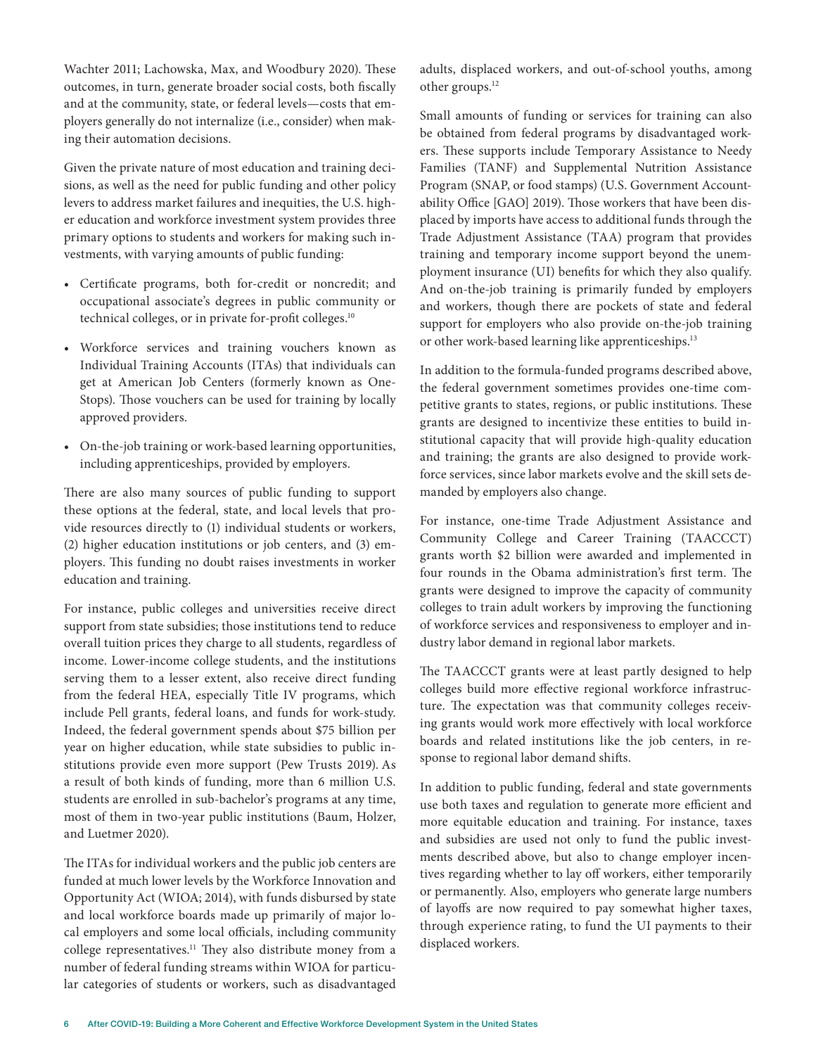Wachter 2011; Lachowska, Max, and Woodbury 2020). These outcomes, in turn, generate broader social costs, both fiscally and at the community, state, or federal levels—costs that employers generally do not internalize (i.e., consider) when making their automation decisions.

Given the private nature of most education and training decisions, as well as the need for public funding and other policy levers to address market failures and inequities, the U.S. higher education and workforce investment system provides three primary options to students and workers for making such investments, with varying amounts of public funding:

- Certificate programs, both for-credit or noncredit; and occupational associate's degrees in public community or technical colleges, or in private for-profit colleges.[10]
- Workforce services and training vouchers known as Individual Training Accounts (ITAs) that individuals can get at American Job Centers (formerly known as One-Stops). Those vouchers can be used for training by locally approved providers.
- On-the-job training or work-based learning opportunities, including apprenticeships, provided by employers.

There are also many sources of public funding to support these options at the federal, state, and local levels that provide resources directly to (1) individual students or workers, (2) higher education institutions or job centers, and (3) employers. This funding no doubt raises investments in worker education and training.

For instance, public colleges and universities receive direct support from state subsidies; those institutions tend to reduce overall tuition prices they charge to all students, regardless of income. Lower-income college students, and the institutions serving them to a lesser extent, also receive direct funding from the federal HEA, especially Title IV programs, which include Pell grants, federal loans, and funds for work-study. Indeed, the federal government spends about $75 billion per year on higher education, while state subsidies to public institutions provide even more support (Pew Trusts 2019). As a result of both kinds of funding, more than 6 million U.S. students are enrolled in sub-bachelor's programs at any time, most of them in two-year public institutions (Baum, Holzer, and Luetmer 2020).

The ITAs for individual workers and the public job centers are funded at much lower levels by the Workforce Innovation and Opportunity Act (WIOA; 2014), with funds disbursed by state and local workforce boards made up primarily of major local employers and some local officials, including community college representatives.[11] They also distribute money from a number of federal funding streams within WIOA for particular categories of students or workers, such as disadvantaged adults, displaced workers, and out-of-school youths, among other groups.[12]

Small amounts of funding or services for training can also be obtained from federal programs by disadvantaged workers. These supports include Temporary Assistance to Needy Families (TANF) and Supplemental Nutrition Assistance Program (SNAP, or food stamps) (U.S. Government Accountability Office [GAO] 2019). Those workers that have been displaced by imports have access to additional funds through the Trade Adjustment Assistance (TAA) program that provides training and temporary income support beyond the unemployment insurance (UI) benefits for which they also qualify. And on-the-job training is primarily funded by employers and workers, though there are pockets of state and federal support for employers who also provide on-the-job training or other work-based learning like apprenticeships.[13]

In addition to the formula-funded programs described above, the federal government sometimes provides one-time competitive grants to states, regions, or public institutions. These grants are designed to incentivize these entities to build institutional capacity that will provide high-quality education and training; the grants are also designed to provide workforce services, since labor markets evolve and the skill sets demanded by employers also change.

For instance, one-time Trade Adjustment Assistance and Community College and Career Training (TAACCCT) grants worth $2 billion were awarded and implemented in four rounds in the Obama administration's first term. The grants were designed to improve the capacity of community colleges to train adult workers by improving the functioning of workforce services and responsiveness to employer and industry labor demand in regional labor markets.

The TAACCCT grants were at least partly designed to help colleges build more effective regional workforce infrastructure. The expectation was that community colleges receiving grants would work more effectively with local workforce boards and related institutions like the job centers, in response to regional labor demand shifts.

In addition to public funding, federal and state governments use both taxes and regulation to generate more efficient and more equitable education and training. For instance, taxes and subsidies are used not only to fund the public investments described above, but also to change employer incentives regarding whether to lay off workers, either temporarily or permanently. Also, employers who generate large numbers of layoffs are now required to pay somewhat higher taxes, through experience rating, to fund the UI payments to their displaced workers.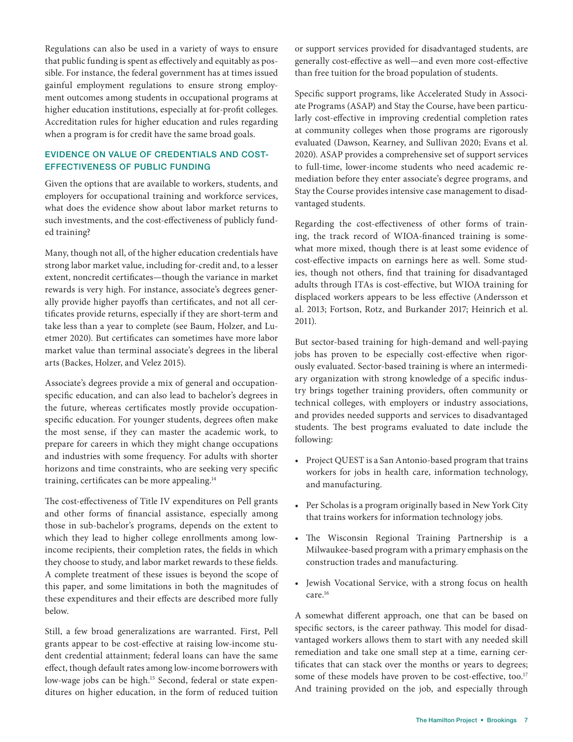Regulations can also be used in a variety of ways to ensure that public funding is spent as effectively and equitably as possible. For instance, the federal government has at times issued gainful employment regulations to ensure strong employment outcomes among students in occupational programs at higher education institutions, especially at for-profit colleges. Accreditation rules for higher education and rules regarding when a program is for credit have the same broad goals.

### EVIDENCE ON VALUE OF CREDENTIALS AND COST-EFFECTIVENESS OF PUBLIC FUNDING

Given the options that are available to workers, students, and employers for occupational training and workforce services, what does the evidence show about labor market returns to such investments, and the cost-effectiveness of publicly funded training?

Many, though not all, of the higher education credentials have strong labor market value, including for-credit and, to a lesser extent, noncredit certificates—though the variance in market rewards is very high. For instance, associate's degrees generally provide higher payoffs than certificates, and not all certificates provide returns, especially if they are short-term and take less than a year to complete (see Baum, Holzer, and Luetmer 2020). But certificates can sometimes have more labor market value than terminal associate's degrees in the liberal arts (Backes, Holzer, and Velez 2015).

Associate's degrees provide a mix of general and occupation-specific education, and can also lead to bachelor's degrees in the future, whereas certificates mostly provide occupation-specific education. For younger students, degrees often make the most sense, if they can master the academic work, to prepare for careers in which they might change occupations and industries with some frequency. For adults with shorter horizons and time constraints, who are seeking very specific training, certificates can be more appealing.[14]

The cost-effectiveness of Title IV expenditures on Pell grants and other forms of financial assistance, especially among those in sub-bachelor's programs, depends on the extent to which they lead to higher college enrollments among low-income recipients, their completion rates, the fields in which they choose to study, and labor market rewards to these fields. A complete treatment of these issues is beyond the scope of this paper, and some limitations in both the magnitudes of these expenditures and their effects are described more fully below.

Still, a few broad generalizations are warranted. First, Pell grants appear to be cost-effective at raising low-income student credential attainment; federal loans can have the same effect, though default rates among low-income borrowers with low-wage jobs can be high.[15] Second, federal or state expenditures on higher education, in the form of reduced tuition or support services provided for disadvantaged students, are generally cost-effective as well—and even more cost-effective than free tuition for the broad population of students.

Specific support programs, like Accelerated Study in Associate Programs (ASAP) and Stay the Course, have been particularly cost-effective in improving credential completion rates at community colleges when those programs are rigorously evaluated (Dawson, Kearney, and Sullivan 2020; Evans et al. 2020). ASAP provides a comprehensive set of support services to full-time, lower-income students who need academic remediation before they enter associate's degree programs, and Stay the Course provides intensive case management to disadvantaged students.

Regarding the cost-effectiveness of other forms of training, the track record of WIOA-financed training is somewhat more mixed, though there is at least some evidence of cost-effective impacts on earnings here as well. Some studies, though not others, find that training for disadvantaged adults through ITAs is cost-effective, but WIOA training for displaced workers appears to be less effective (Andersson et al. 2013; Fortson, Rotz, and Burkander 2017; Heinrich et al. 2011).

But sector-based training for high-demand and well-paying jobs has proven to be especially cost-effective when rigorously evaluated. Sector-based training is where an intermediary organization with strong knowledge of a specific industry brings together training providers, often community or technical colleges, with employers or industry associations, and provides needed supports and services to disadvantaged students. The best programs evaluated to date include the following:

- Project QUEST is a San Antonio-based program that trains workers for jobs in health care, information technology, and manufacturing.
- Per Scholas is a program originally based in New York City that trains workers for information technology jobs.
- The Wisconsin Regional Training Partnership is a Milwaukee-based program with a primary emphasis on the construction trades and manufacturing.
- Jewish Vocational Service, with a strong focus on health care.[16]

A somewhat different approach, one that can be based on specific sectors, is the career pathway. This model for disadvantaged workers allows them to start with any needed skill remediation and take one small step at a time, earning certificates that can stack over the months or years to degrees; some of these models have proven to be cost-effective, too.[17] And training provided on the job, and especially through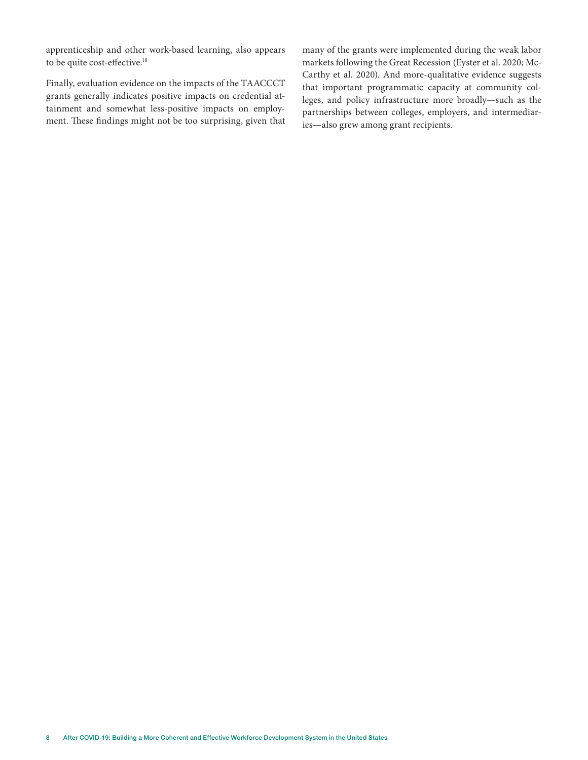apprenticeship and other work-based learning, also appears to be quite cost-effective.[18]

Finally, evaluation evidence on the impacts of the TAACCCT grants generally indicates positive impacts on credential attainment and somewhat less-positive impacts on employment. These findings might not be too surprising, given that many of the grants were implemented during the weak labor markets following the Great Recession (Eyster et al. 2020; McCarthy et al. 2020). And more-qualitative evidence suggests that important programmatic capacity at community colleges, and policy infrastructure more broadly—such as the partnerships between colleges, employers, and intermediaries—also grew among grant recipients.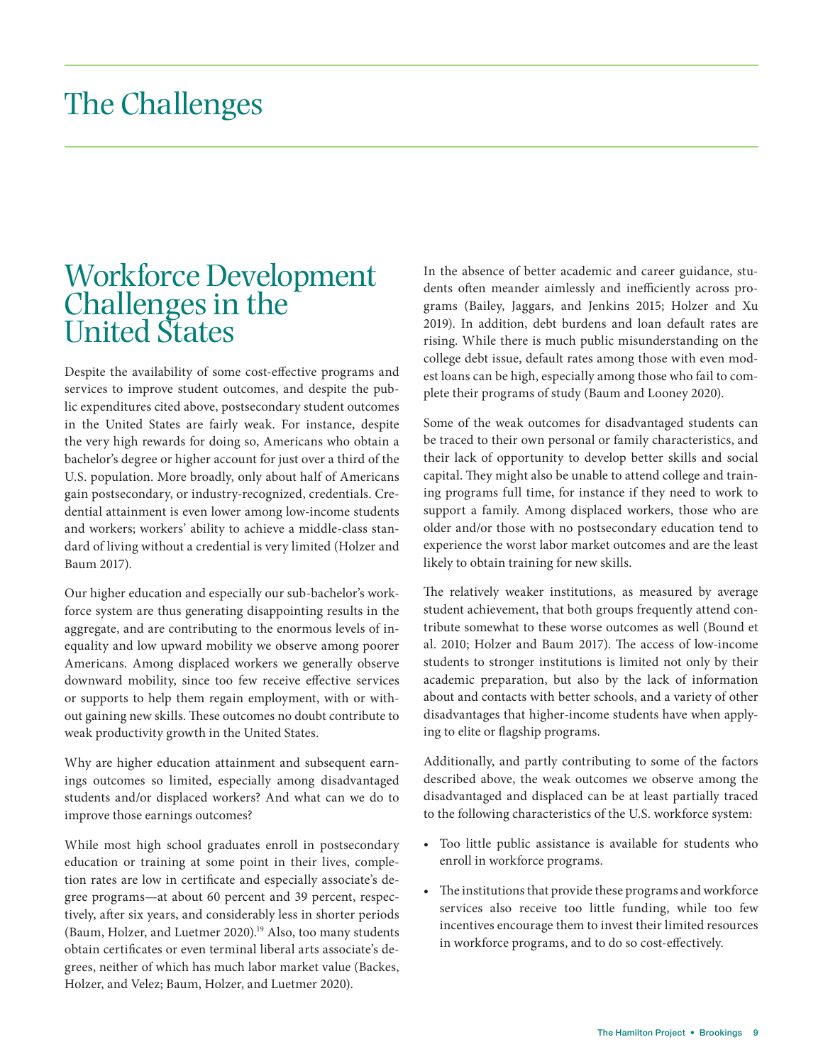# The Challenges

## Workforce Development Challenges in the United States

Despite the availability of some cost-effective programs and services to improve student outcomes, and despite the public expenditures cited above, postsecondary student outcomes in the United States are fairly weak. For instance, despite the very high rewards for doing so, Americans who obtain a bachelor's degree or higher account for just over a third of the U.S. population. More broadly, only about half of Americans gain postsecondary, or industry-recognized, credentials. Credential attainment is even lower among low-income students and workers; workers' ability to achieve a middle-class standard of living without a credential is very limited (Holzer and Baum 2017).

Our higher education and especially our sub-bachelor's workforce system are thus generating disappointing results in the aggregate, and are contributing to the enormous levels of inequality and low upward mobility we observe among poorer Americans. Among displaced workers we generally observe downward mobility, since too few receive effective services or supports to help them regain employment, with or without gaining new skills. These outcomes no doubt contribute to weak productivity growth in the United States.

Why are higher education attainment and subsequent earnings outcomes so limited, especially among disadvantaged students and/or displaced workers? And what can we do to improve those earnings outcomes?

While most high school graduates enroll in postsecondary education or training at some point in their lives, completion rates are low in certificate and especially associate's degree programs—at about 60 percent and 39 percent, respectively, after six years, and considerably less in shorter periods (Baum, Holzer, and Luetmer 2020).[19] Also, too many students obtain certificates or even terminal liberal arts associate's degrees, neither of which has much labor market value (Backes, Holzer, and Velez; Baum, Holzer, and Luetmer 2020).

In the absence of better academic and career guidance, students often meander aimlessly and inefficiently across programs (Bailey, Jaggars, and Jenkins 2015; Holzer and Xu 2019). In addition, debt burdens and loan default rates are rising. While there is much public misunderstanding on the college debt issue, default rates among those with even modest loans can be high, especially among those who fail to complete their programs of study (Baum and Looney 2020).

Some of the weak outcomes for disadvantaged students can be traced to their own personal or family characteristics, and their lack of opportunity to develop better skills and social capital. They might also be unable to attend college and training programs full time, for instance if they need to work to support a family. Among displaced workers, those who are older and/or those with no postsecondary education tend to experience the worst labor market outcomes and are the least likely to obtain training for new skills.

The relatively weaker institutions, as measured by average student achievement, that both groups frequently attend contribute somewhat to these worse outcomes as well (Bound et al. 2010; Holzer and Baum 2017). The access of low-income students to stronger institutions is limited not only by their academic preparation, but also by the lack of information about and contacts with better schools, and a variety of other disadvantages that higher-income students have when applying to elite or flagship programs.

Additionally, and partly contributing to some of the factors described above, the weak outcomes we observe among the disadvantaged and displaced can be at least partially traced to the following characteristics of the U.S. workforce system:

- Too little public assistance is available for students who enroll in workforce programs.
- The institutions that provide these programs and workforce services also receive too little funding, while too few incentives encourage them to invest their limited resources in workforce programs, and to do so cost-effectively.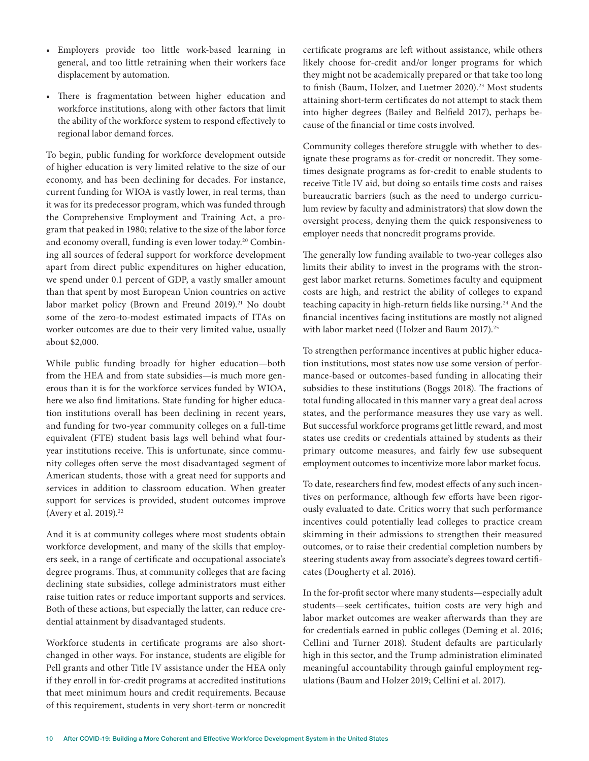- Employers provide too little work-based learning in general, and too little retraining when their workers face displacement by automation.
- There is fragmentation between higher education and workforce institutions, along with other factors that limit the ability of the workforce system to respond effectively to regional labor demand forces.

To begin, public funding for workforce development outside of higher education is very limited relative to the size of our economy, and has been declining for decades. For instance, current funding for WIOA is vastly lower, in real terms, than it was for its predecessor program, which was funded through the Comprehensive Employment and Training Act, a program that peaked in 1980; relative to the size of the labor force and economy overall, funding is even lower today.[20] Combining all sources of federal support for workforce development apart from direct public expenditures on higher education, we spend under 0.1 percent of GDP, a vastly smaller amount than that spent by most European Union countries on active labor market policy (Brown and Freund 2019).[21] No doubt some of the zero-to-modest estimated impacts of ITAs on worker outcomes are due to their very limited value, usually about $2,000.

While public funding broadly for higher education—both from the HEA and from state subsidies—is much more generous than it is for the workforce services funded by WIOA, here we also find limitations. State funding for higher education institutions overall has been declining in recent years, and funding for two-year community colleges on a full-time equivalent (FTE) student basis lags well behind what four-year institutions receive. This is unfortunate, since community colleges often serve the most disadvantaged segment of American students, those with a great need for supports and services in addition to classroom education. When greater support for services is provided, student outcomes improve (Avery et al. 2019).[22]

And it is at community colleges where most students obtain workforce development, and many of the skills that employers seek, in a range of certificate and occupational associate's degree programs. Thus, at community colleges that are facing declining state subsidies, college administrators must either raise tuition rates or reduce important supports and services. Both of these actions, but especially the latter, can reduce credential attainment by disadvantaged students.

Workforce students in certificate programs are also shortchanged in other ways. For instance, students are eligible for Pell grants and other Title IV assistance under the HEA only if they enroll in for-credit programs at accredited institutions that meet minimum hours and credit requirements. Because of this requirement, students in very short-term or noncredit certificate programs are left without assistance, while others likely choose for-credit and/or longer programs for which they might not be academically prepared or that take too long to finish (Baum, Holzer, and Luetmer 2020).[23] Most students attaining short-term certificates do not attempt to stack them into higher degrees (Bailey and Belfield 2017), perhaps because of the financial or time costs involved.

Community colleges therefore struggle with whether to designate these programs as for-credit or noncredit. They sometimes designate programs as for-credit to enable students to receive Title IV aid, but doing so entails time costs and raises bureaucratic barriers (such as the need to undergo curriculum review by faculty and administrators) that slow down the oversight process, denying them the quick responsiveness to employer needs that noncredit programs provide.

The generally low funding available to two-year colleges also limits their ability to invest in the programs with the strongest labor market returns. Sometimes faculty and equipment costs are high, and restrict the ability of colleges to expand teaching capacity in high-return fields like nursing.[24] And the financial incentives facing institutions are mostly not aligned with labor market need (Holzer and Baum 2017).[25]

To strengthen performance incentives at public higher education institutions, most states now use some version of performance-based or outcomes-based funding in allocating their subsidies to these institutions (Boggs 2018). The fractions of total funding allocated in this manner vary a great deal across states, and the performance measures they use vary as well. But successful workforce programs get little reward, and most states use credits or credentials attained by students as their primary outcome measures, and fairly few use subsequent employment outcomes to incentivize more labor market focus.

To date, researchers find few, modest effects of any such incentives on performance, although few efforts have been rigorously evaluated to date. Critics worry that such performance incentives could potentially lead colleges to practice cream skimming in their admissions to strengthen their measured outcomes, or to raise their credential completion numbers by steering students away from associate's degrees toward certificates (Dougherty et al. 2016).

In the for-profit sector where many students—especially adult students—seek certificates, tuition costs are very high and labor market outcomes are weaker afterwards than they are for credentials earned in public colleges (Deming et al. 2016; Cellini and Turner 2018). Student defaults are particularly high in this sector, and the Trump administration eliminated meaningful accountability through gainful employment regulations (Baum and Holzer 2019; Cellini et al. 2017).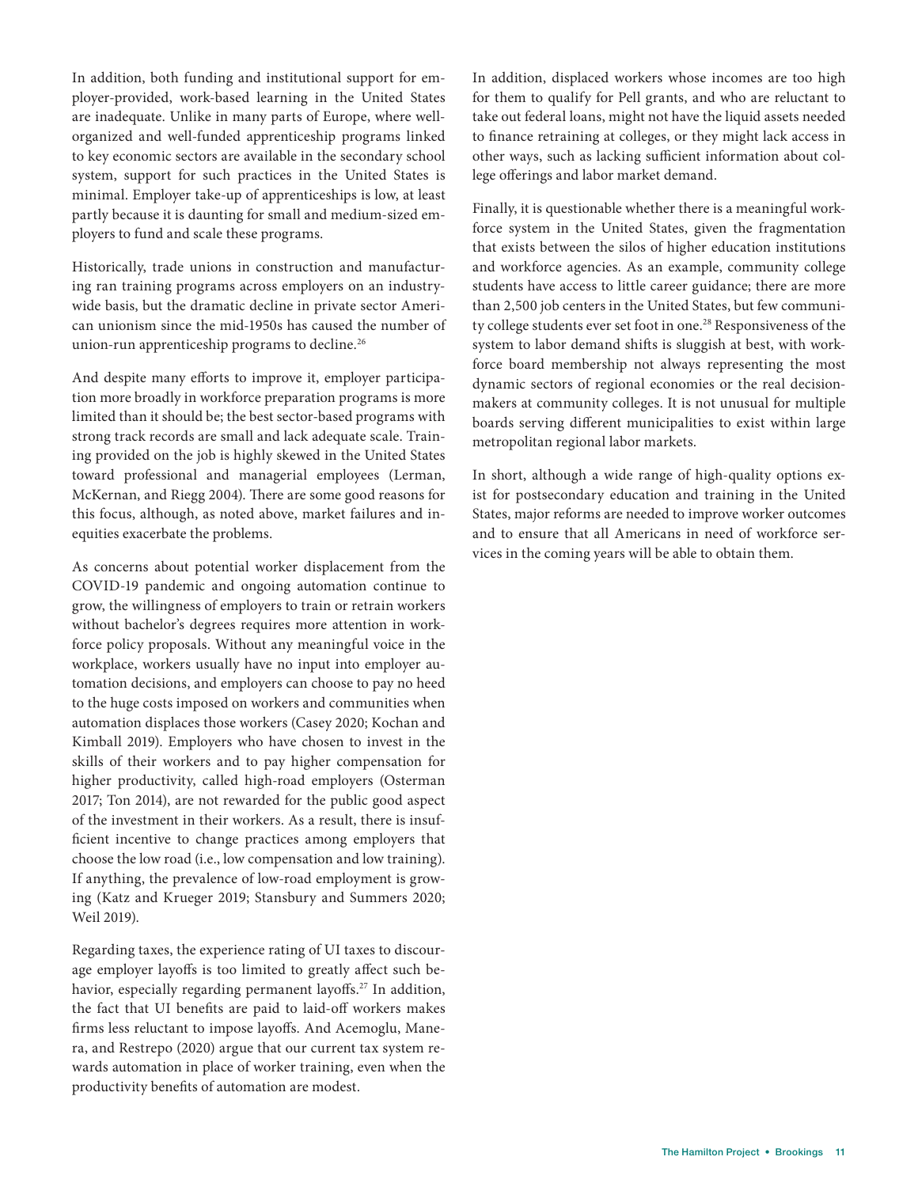In addition, both funding and institutional support for employer-provided, work-based learning in the United States are inadequate. Unlike in many parts of Europe, where well-organized and well-funded apprenticeship programs linked to key economic sectors are available in the secondary school system, support for such practices in the United States is minimal. Employer take-up of apprenticeships is low, at least partly because it is daunting for small and medium-sized employers to fund and scale these programs.

Historically, trade unions in construction and manufacturing ran training programs across employers on an industry-wide basis, but the dramatic decline in private sector American unionism since the mid-1950s has caused the number of union-run apprenticeship programs to decline.[26]

And despite many efforts to improve it, employer participation more broadly in workforce preparation programs is more limited than it should be; the best sector-based programs with strong track records are small and lack adequate scale. Training provided on the job is highly skewed in the United States toward professional and managerial employees (Lerman, McKernan, and Riegg 2004). There are some good reasons for this focus, although, as noted above, market failures and inequities exacerbate the problems.

As concerns about potential worker displacement from the COVID-19 pandemic and ongoing automation continue to grow, the willingness of employers to train or retrain workers without bachelor's degrees requires more attention in workforce policy proposals. Without any meaningful voice in the workplace, workers usually have no input into employer automation decisions, and employers can choose to pay no heed to the huge costs imposed on workers and communities when automation displaces those workers (Casey 2020; Kochan and Kimball 2019). Employers who have chosen to invest in the skills of their workers and to pay higher compensation for higher productivity, called high-road employers (Osterman 2017; Ton 2014), are not rewarded for the public good aspect of the investment in their workers. As a result, there is insufficient incentive to change practices among employers that choose the low road (i.e., low compensation and low training). If anything, the prevalence of low-road employment is growing (Katz and Krueger 2019; Stansbury and Summers 2020; Weil 2019).

Regarding taxes, the experience rating of UI taxes to discourage employer layoffs is too limited to greatly affect such behavior, especially regarding permanent layoffs.[27] In addition, the fact that UI benefits are paid to laid-off workers makes firms less reluctant to impose layoffs. And Acemoglu, Manera, and Restrepo (2020) argue that our current tax system rewards automation in place of worker training, even when the productivity benefits of automation are modest.

In addition, displaced workers whose incomes are too high for them to qualify for Pell grants, and who are reluctant to take out federal loans, might not have the liquid assets needed to finance retraining at colleges, or they might lack access in other ways, such as lacking sufficient information about college offerings and labor market demand.

Finally, it is questionable whether there is a meaningful workforce system in the United States, given the fragmentation that exists between the silos of higher education institutions and workforce agencies. As an example, community college students have access to little career guidance; there are more than 2,500 job centers in the United States, but few community college students ever set foot in one.[28] Responsiveness of the system to labor demand shifts is sluggish at best, with workforce board membership not always representing the most dynamic sectors of regional economies or the real decision-makers at community colleges. It is not unusual for multiple boards serving different municipalities to exist within large metropolitan regional labor markets.

In short, although a wide range of high-quality options exist for postsecondary education and training in the United States, major reforms are needed to improve worker outcomes and to ensure that all Americans in need of workforce services in the coming years will be able to obtain them.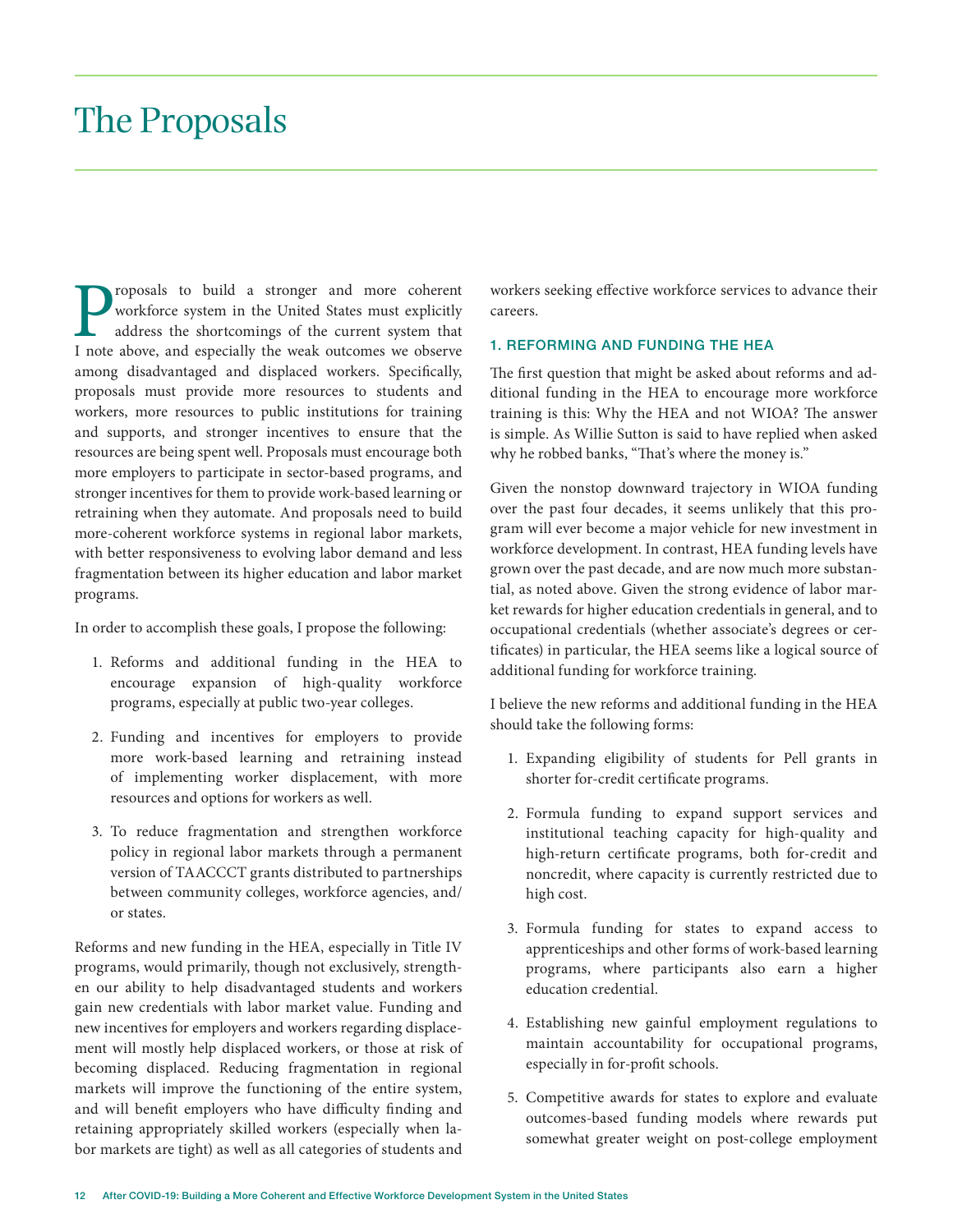# The Proposals

Proposals to build a stronger and more coherent workforce system in the United States must explicitly address the shortcomings of the current system that I note above, and especially the weak outcomes we observe among disadvantaged and displaced workers. Specifically, proposals must provide more resources to students and workers, more resources to public institutions for training and supports, and stronger incentives to ensure that the resources are being spent well. Proposals must encourage both more employers to participate in sector-based programs, and stronger incentives for them to provide work-based learning or retraining when they automate. And proposals need to build more-coherent workforce systems in regional labor markets, with better responsiveness to evolving labor demand and less fragmentation between its higher education and labor market programs.

In order to accomplish these goals, I propose the following:

1. Reforms and additional funding in the HEA to encourage expansion of high-quality workforce programs, especially at public two-year colleges.
2. Funding and incentives for employers to provide more work-based learning and retraining instead of implementing worker displacement, with more resources and options for workers as well.
3. To reduce fragmentation and strengthen workforce policy in regional labor markets through a permanent version of TAACCCT grants distributed to partnerships between community colleges, workforce agencies, and/or states.

Reforms and new funding in the HEA, especially in Title IV programs, would primarily, though not exclusively, strengthen our ability to help disadvantaged students and workers gain new credentials with labor market value. Funding and new incentives for employers and workers regarding displacement will mostly help displaced workers, or those at risk of becoming displaced. Reducing fragmentation in regional markets will improve the functioning of the entire system, and will benefit employers who have difficulty finding and retaining appropriately skilled workers (especially when labor markets are tight) as well as all categories of students and workers seeking effective workforce services to advance their careers.

### 1. REFORMING AND FUNDING THE HEA

The first question that might be asked about reforms and additional funding in the HEA to encourage more workforce training is this: Why the HEA and not WIOA? The answer is simple. As Willie Sutton is said to have replied when asked why he robbed banks, "That's where the money is."

Given the nonstop downward trajectory in WIOA funding over the past four decades, it seems unlikely that this program will ever become a major vehicle for new investment in workforce development. In contrast, HEA funding levels have grown over the past decade, and are now much more substantial, as noted above. Given the strong evidence of labor market rewards for higher education credentials in general, and to occupational credentials (whether associate's degrees or certificates) in particular, the HEA seems like a logical source of additional funding for workforce training.

I believe the new reforms and additional funding in the HEA should take the following forms:

1. Expanding eligibility of students for Pell grants in shorter for-credit certificate programs.
2. Formula funding to expand support services and institutional teaching capacity for high-quality and high-return certificate programs, both for-credit and noncredit, where capacity is currently restricted due to high cost.
3. Formula funding for states to expand access to apprenticeships and other forms of work-based learning programs, where participants also earn a higher education credential.
4. Establishing new gainful employment regulations to maintain accountability for occupational programs, especially in for-profit schools.
5. Competitive awards for states to explore and evaluate outcomes-based funding models where rewards put somewhat greater weight on post-college employment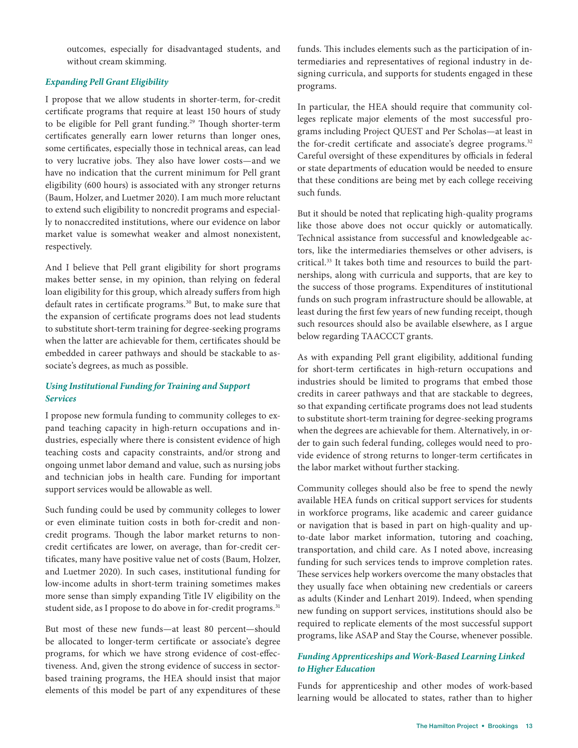outcomes, especially for disadvantaged students, and without cream skimming.

### *Expanding Pell Grant Eligibility*

I propose that we allow students in shorter-term, for-credit certificate programs that require at least 150 hours of study to be eligible for Pell grant funding.[29] Though shorter-term certificates generally earn lower returns than longer ones, some certificates, especially those in technical areas, can lead to very lucrative jobs. They also have lower costs—and we have no indication that the current minimum for Pell grant eligibility (600 hours) is associated with any stronger returns (Baum, Holzer, and Luetmer 2020). I am much more reluctant to extend such eligibility to noncredit programs and especially to nonaccredited institutions, where our evidence on labor market value is somewhat weaker and almost nonexistent, respectively.

And I believe that Pell grant eligibility for short programs makes better sense, in my opinion, than relying on federal loan eligibility for this group, which already suffers from high default rates in certificate programs.[30] But, to make sure that the expansion of certificate programs does not lead students to substitute short-term training for degree-seeking programs when the latter are achievable for them, certificates should be embedded in career pathways and should be stackable to associate's degrees, as much as possible.

### *Using Institutional Funding for Training and Support Services*

I propose new formula funding to community colleges to expand teaching capacity in high-return occupations and industries, especially where there is consistent evidence of high teaching costs and capacity constraints, and/or strong and ongoing unmet labor demand and value, such as nursing jobs and technician jobs in health care. Funding for important support services would be allowable as well.

Such funding could be used by community colleges to lower or even eliminate tuition costs in both for-credit and noncredit programs. Though the labor market returns to noncredit certificates are lower, on average, than for-credit certificates, many have positive value net of costs (Baum, Holzer, and Luetmer 2020). In such cases, institutional funding for low-income adults in short-term training sometimes makes more sense than simply expanding Title IV eligibility on the student side, as I propose to do above in for-credit programs.[31]

But most of these new funds—at least 80 percent—should be allocated to longer-term certificate or associate's degree programs, for which we have strong evidence of cost-effectiveness. And, given the strong evidence of success in sector-based training programs, the HEA should insist that major elements of this model be part of any expenditures of these funds. This includes elements such as the participation of intermediaries and representatives of regional industry in designing curricula, and supports for students engaged in these programs.

In particular, the HEA should require that community colleges replicate major elements of the most successful programs including Project QUEST and Per Scholas—at least in the for-credit certificate and associate's degree programs.[32] Careful oversight of these expenditures by officials in federal or state departments of education would be needed to ensure that these conditions are being met by each college receiving such funds.

But it should be noted that replicating high-quality programs like those above does not occur quickly or automatically. Technical assistance from successful and knowledgeable actors, like the intermediaries themselves or other advisers, is critical.[33] It takes both time and resources to build the partnerships, along with curricula and supports, that are key to the success of those programs. Expenditures of institutional funds on such program infrastructure should be allowable, at least during the first few years of new funding receipt, though such resources should also be available elsewhere, as I argue below regarding TAACCCT grants.

As with expanding Pell grant eligibility, additional funding for short-term certificates in high-return occupations and industries should be limited to programs that embed those credits in career pathways and that are stackable to degrees, so that expanding certificate programs does not lead students to substitute short-term training for degree-seeking programs when the degrees are achievable for them. Alternatively, in order to gain such federal funding, colleges would need to provide evidence of strong returns to longer-term certificates in the labor market without further stacking.

Community colleges should also be free to spend the newly available HEA funds on critical support services for students in workforce programs, like academic and career guidance or navigation that is based in part on high-quality and up-to-date labor market information, tutoring and coaching, transportation, and child care. As I noted above, increasing funding for such services tends to improve completion rates. These services help workers overcome the many obstacles that they usually face when obtaining new credentials or careers as adults (Kinder and Lenhart 2019). Indeed, when spending new funding on support services, institutions should also be required to replicate elements of the most successful support programs, like ASAP and Stay the Course, whenever possible.

### *Funding Apprenticeships and Work-Based Learning Linked to Higher Education*

Funds for apprenticeship and other modes of work-based learning would be allocated to states, rather than to higher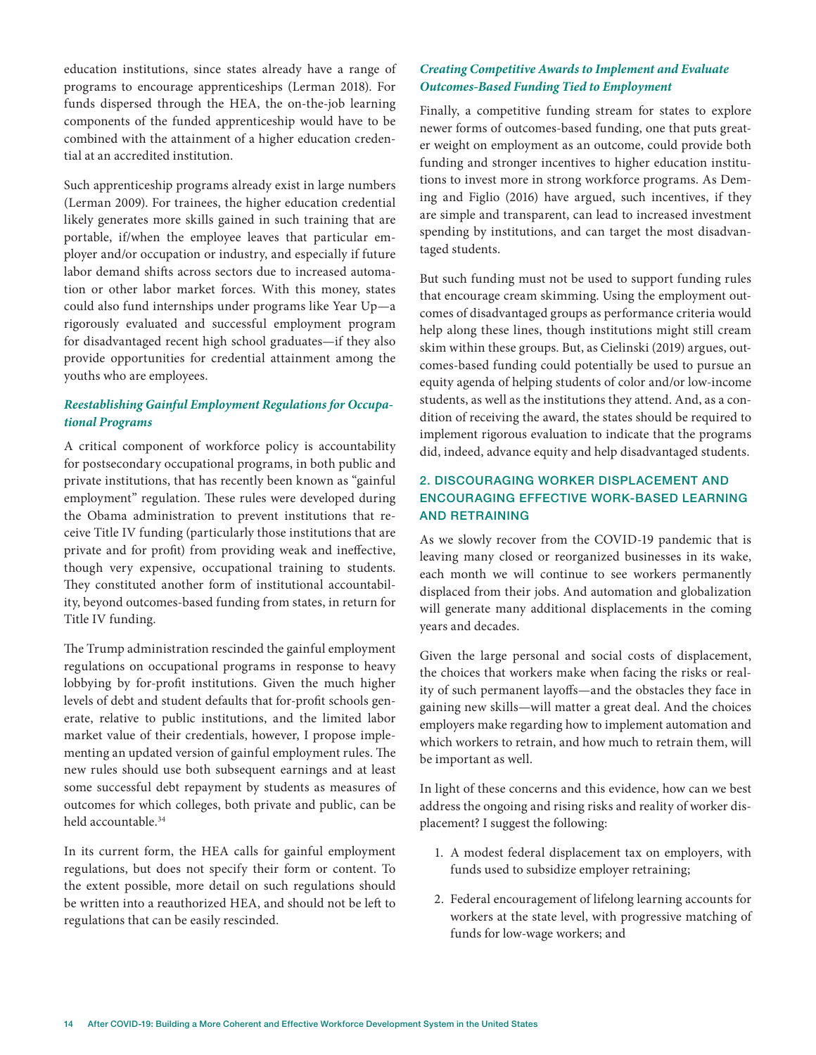education institutions, since states already have a range of programs to encourage apprenticeships (Lerman 2018). For funds dispersed through the HEA, the on-the-job learning components of the funded apprenticeship would have to be combined with the attainment of a higher education credential at an accredited institution.

Such apprenticeship programs already exist in large numbers (Lerman 2009). For trainees, the higher education credential likely generates more skills gained in such training that are portable, if/when the employee leaves that particular employer and/or occupation or industry, and especially if future labor demand shifts across sectors due to increased automation or other labor market forces. With this money, states could also fund internships under programs like Year Up—a rigorously evaluated and successful employment program for disadvantaged recent high school graduates—if they also provide opportunities for credential attainment among the youths who are employees.

### *Reestablishing Gainful Employment Regulations for Occupational Programs*

A critical component of workforce policy is accountability for postsecondary occupational programs, in both public and private institutions, that has recently been known as "gainful employment" regulation. These rules were developed during the Obama administration to prevent institutions that receive Title IV funding (particularly those institutions that are private and for profit) from providing weak and ineffective, though very expensive, occupational training to students. They constituted another form of institutional accountability, beyond outcomes-based funding from states, in return for Title IV funding.

The Trump administration rescinded the gainful employment regulations on occupational programs in response to heavy lobbying by for-profit institutions. Given the much higher levels of debt and student defaults that for-profit schools generate, relative to public institutions, and the limited labor market value of their credentials, however, I propose implementing an updated version of gainful employment rules. The new rules should use both subsequent earnings and at least some successful debt repayment by students as measures of outcomes for which colleges, both private and public, can be held accountable.[34]

In its current form, the HEA calls for gainful employment regulations, but does not specify their form or content. To the extent possible, more detail on such regulations should be written into a reauthorized HEA, and should not be left to regulations that can be easily rescinded.

### *Creating Competitive Awards to Implement and Evaluate Outcomes-Based Funding Tied to Employment*

Finally, a competitive funding stream for states to explore newer forms of outcomes-based funding, one that puts greater weight on employment as an outcome, could provide both funding and stronger incentives to higher education institutions to invest more in strong workforce programs. As Deming and Figlio (2016) have argued, such incentives, if they are simple and transparent, can lead to increased investment spending by institutions, and can target the most disadvantaged students.

But such funding must not be used to support funding rules that encourage cream skimming. Using the employment outcomes of disadvantaged groups as performance criteria would help along these lines, though institutions might still cream skim within these groups. But, as Cielinski (2019) argues, outcomes-based funding could potentially be used to pursue an equity agenda of helping students of color and/or low-income students, as well as the institutions they attend. And, as a condition of receiving the award, the states should be required to implement rigorous evaluation to indicate that the programs did, indeed, advance equity and help disadvantaged students.

## 2. DISCOURAGING WORKER DISPLACEMENT AND ENCOURAGING EFFECTIVE WORK-BASED LEARNING AND RETRAINING

As we slowly recover from the COVID-19 pandemic that is leaving many closed or reorganized businesses in its wake, each month we will continue to see workers permanently displaced from their jobs. And automation and globalization will generate many additional displacements in the coming years and decades.

Given the large personal and social costs of displacement, the choices that workers make when facing the risks or reality of such permanent layoffs—and the obstacles they face in gaining new skills—will matter a great deal. And the choices employers make regarding how to implement automation and which workers to retrain, and how much to retrain them, will be important as well.

In light of these concerns and this evidence, how can we best address the ongoing and rising risks and reality of worker displacement? I suggest the following:

1. A modest federal displacement tax on employers, with funds used to subsidize employer retraining;
2. Federal encouragement of lifelong learning accounts for workers at the state level, with progressive matching of funds for low-wage workers; and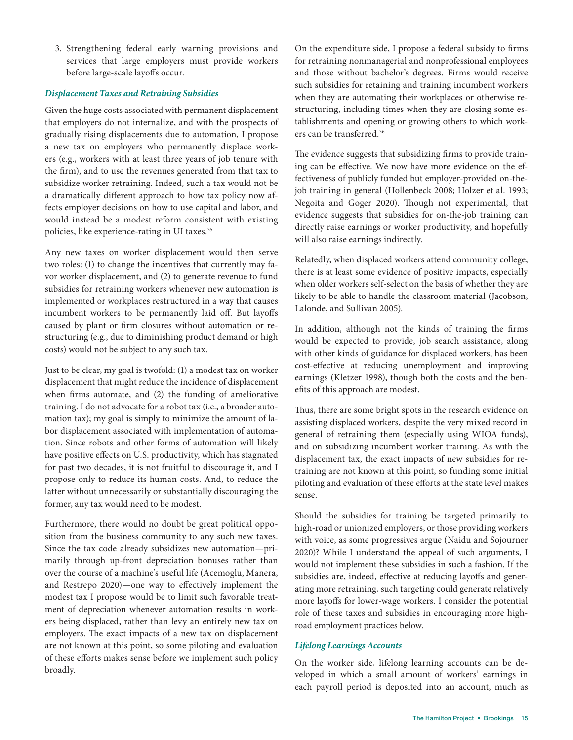3. Strengthening federal early warning provisions and services that large employers must provide workers before large-scale layoffs occur.

### *Displacement Taxes and Retraining Subsidies*

Given the huge costs associated with permanent displacement that employers do not internalize, and with the prospects of gradually rising displacements due to automation, I propose a new tax on employers who permanently displace workers (e.g., workers with at least three years of job tenure with the firm), and to use the revenues generated from that tax to subsidize worker retraining. Indeed, such a tax would not be a dramatically different approach to how tax policy now affects employer decisions on how to use capital and labor, and would instead be a modest reform consistent with existing policies, like experience-rating in UI taxes.[35]

Any new taxes on worker displacement would then serve two roles: (1) to change the incentives that currently may favor worker displacement, and (2) to generate revenue to fund subsidies for retraining workers whenever new automation is implemented or workplaces restructured in a way that causes incumbent workers to be permanently laid off. But layoffs caused by plant or firm closures without automation or restructuring (e.g., due to diminishing product demand or high costs) would not be subject to any such tax.

Just to be clear, my goal is twofold: (1) a modest tax on worker displacement that might reduce the incidence of displacement when firms automate, and (2) the funding of ameliorative training. I do not advocate for a robot tax (i.e., a broader automation tax); my goal is simply to minimize the amount of labor displacement associated with implementation of automation. Since robots and other forms of automation will likely have positive effects on U.S. productivity, which has stagnated for past two decades, it is not fruitful to discourage it, and I propose only to reduce its human costs. And, to reduce the latter without unnecessarily or substantially discouraging the former, any tax would need to be modest.

Furthermore, there would no doubt be great political opposition from the business community to any such new taxes. Since the tax code already subsidizes new automation—primarily through up-front depreciation bonuses rather than over the course of a machine's useful life (Acemoglu, Manera, and Restrepo 2020)—one way to effectively implement the modest tax I propose would be to limit such favorable treatment of depreciation whenever automation results in workers being displaced, rather than levy an entirely new tax on employers. The exact impacts of a new tax on displacement are not known at this point, so some piloting and evaluation of these efforts makes sense before we implement such policy broadly.

On the expenditure side, I propose a federal subsidy to firms for retraining nonmanagerial and nonprofessional employees and those without bachelor's degrees. Firms would receive such subsidies for retaining and training incumbent workers when they are automating their workplaces or otherwise restructuring, including times when they are closing some establishments and opening or growing others to which workers can be transferred.[36]

The evidence suggests that subsidizing firms to provide training can be effective. We now have more evidence on the effectiveness of publicly funded but employer-provided on-the-job training in general (Hollenbeck 2008; Holzer et al. 1993; Negoita and Goger 2020). Though not experimental, that evidence suggests that subsidies for on-the-job training can directly raise earnings or worker productivity, and hopefully will also raise earnings indirectly.

Relatedly, when displaced workers attend community college, there is at least some evidence of positive impacts, especially when older workers self-select on the basis of whether they are likely to be able to handle the classroom material (Jacobson, Lalonde, and Sullivan 2005).

In addition, although not the kinds of training the firms would be expected to provide, job search assistance, along with other kinds of guidance for displaced workers, has been cost-effective at reducing unemployment and improving earnings (Kletzer 1998), though both the costs and the benefits of this approach are modest.

Thus, there are some bright spots in the research evidence on assisting displaced workers, despite the very mixed record in general of retraining them (especially using WIOA funds), and on subsidizing incumbent worker training. As with the displacement tax, the exact impacts of new subsidies for retraining are not known at this point, so funding some initial piloting and evaluation of these efforts at the state level makes sense.

Should the subsidies for training be targeted primarily to high-road or unionized employers, or those providing workers with voice, as some progressives argue (Naidu and Sojourner 2020)? While I understand the appeal of such arguments, I would not implement these subsidies in such a fashion. If the subsidies are, indeed, effective at reducing layoffs and generating more retraining, such targeting could generate relatively more layoffs for lower-wage workers. I consider the potential role of these taxes and subsidies in encouraging more high-road employment practices below.

### *Lifelong Learnings Accounts*

On the worker side, lifelong learning accounts can be developed in which a small amount of workers' earnings in each payroll period is deposited into an account, much as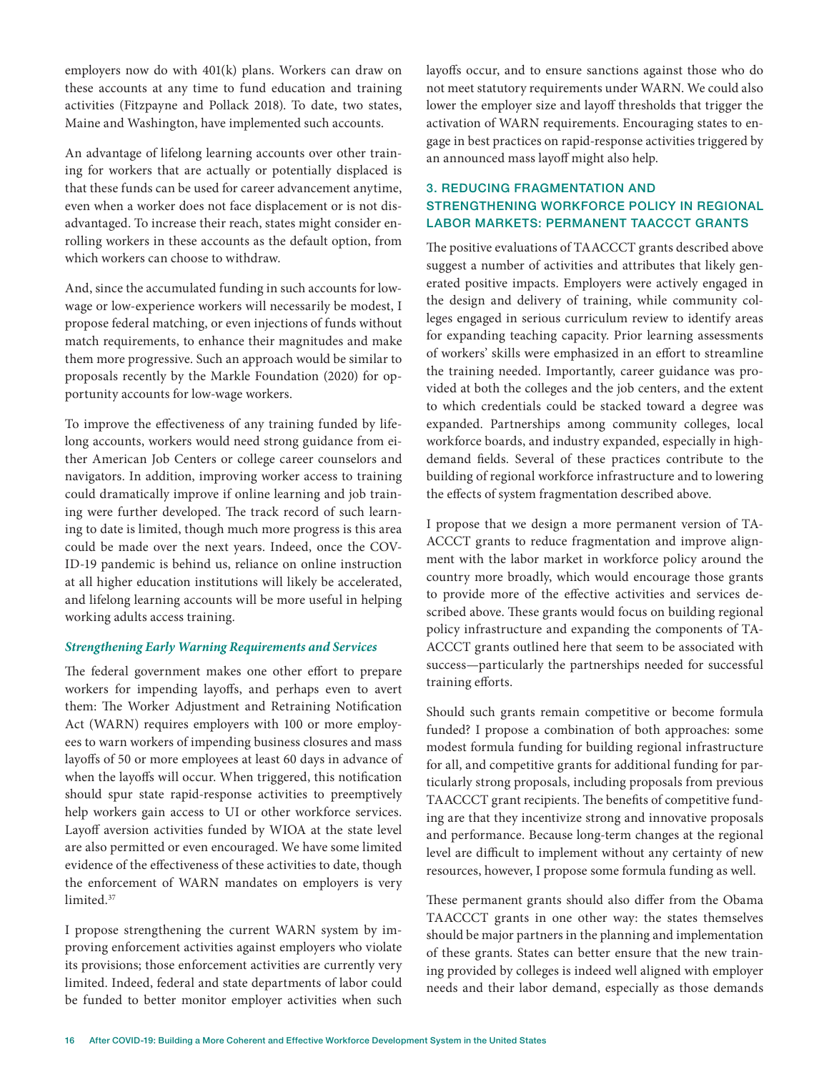employers now do with 401(k) plans. Workers can draw on these accounts at any time to fund education and training activities (Fitzpayne and Pollack 2018). To date, two states, Maine and Washington, have implemented such accounts.

An advantage of lifelong learning accounts over other training for workers that are actually or potentially displaced is that these funds can be used for career advancement anytime, even when a worker does not face displacement or is not disadvantaged. To increase their reach, states might consider enrolling workers in these accounts as the default option, from which workers can choose to withdraw.

And, since the accumulated funding in such accounts for low-wage or low-experience workers will necessarily be modest, I propose federal matching, or even injections of funds without match requirements, to enhance their magnitudes and make them more progressive. Such an approach would be similar to proposals recently by the Markle Foundation (2020) for opportunity accounts for low-wage workers.

To improve the effectiveness of any training funded by lifelong accounts, workers would need strong guidance from either American Job Centers or college career counselors and navigators. In addition, improving worker access to training could dramatically improve if online learning and job training were further developed. The track record of such learning to date is limited, though much more progress is this area could be made over the next years. Indeed, once the COVID-19 pandemic is behind us, reliance on online instruction at all higher education institutions will likely be accelerated, and lifelong learning accounts will be more useful in helping working adults access training.

### *Strengthening Early Warning Requirements and Services*

The federal government makes one other effort to prepare workers for impending layoffs, and perhaps even to avert them: The Worker Adjustment and Retraining Notification Act (WARN) requires employers with 100 or more employees to warn workers of impending business closures and mass layoffs of 50 or more employees at least 60 days in advance of when the layoffs will occur. When triggered, this notification should spur state rapid-response activities to preemptively help workers gain access to UI or other workforce services. Layoff aversion activities funded by WIOA at the state level are also permitted or even encouraged. We have some limited evidence of the effectiveness of these activities to date, though the enforcement of WARN mandates on employers is very limited.[37]

I propose strengthening the current WARN system by improving enforcement activities against employers who violate its provisions; those enforcement activities are currently very limited. Indeed, federal and state departments of labor could be funded to better monitor employer activities when such layoffs occur, and to ensure sanctions against those who do not meet statutory requirements under WARN. We could also lower the employer size and layoff thresholds that trigger the activation of WARN requirements. Encouraging states to engage in best practices on rapid-response activities triggered by an announced mass layoff might also help.

## 3. REDUCING FRAGMENTATION AND STRENGTHENING WORKFORCE POLICY IN REGIONAL LABOR MARKETS: PERMANENT TAACCCT GRANTS

The positive evaluations of TAACCCT grants described above suggest a number of activities and attributes that likely generated positive impacts. Employers were actively engaged in the design and delivery of training, while community colleges engaged in serious curriculum review to identify areas for expanding teaching capacity. Prior learning assessments of workers' skills were emphasized in an effort to streamline the training needed. Importantly, career guidance was provided at both the colleges and the job centers, and the extent to which credentials could be stacked toward a degree was expanded. Partnerships among community colleges, local workforce boards, and industry expanded, especially in high-demand fields. Several of these practices contribute to the building of regional workforce infrastructure and to lowering the effects of system fragmentation described above.

I propose that we design a more permanent version of TAACCCT grants to reduce fragmentation and improve alignment with the labor market in workforce policy around the country more broadly, which would encourage those grants to provide more of the effective activities and services described above. These grants would focus on building regional policy infrastructure and expanding the components of TAACCCT grants outlined here that seem to be associated with success—particularly the partnerships needed for successful training efforts.

Should such grants remain competitive or become formula funded? I propose a combination of both approaches: some modest formula funding for building regional infrastructure for all, and competitive grants for additional funding for particularly strong proposals, including proposals from previous TAACCCT grant recipients. The benefits of competitive funding are that they incentivize strong and innovative proposals and performance. Because long-term changes at the regional level are difficult to implement without any certainty of new resources, however, I propose some formula funding as well.

These permanent grants should also differ from the Obama TAACCCT grants in one other way: the states themselves should be major partners in the planning and implementation of these grants. States can better ensure that the new training provided by colleges is indeed well aligned with employer needs and their labor demand, especially as those demands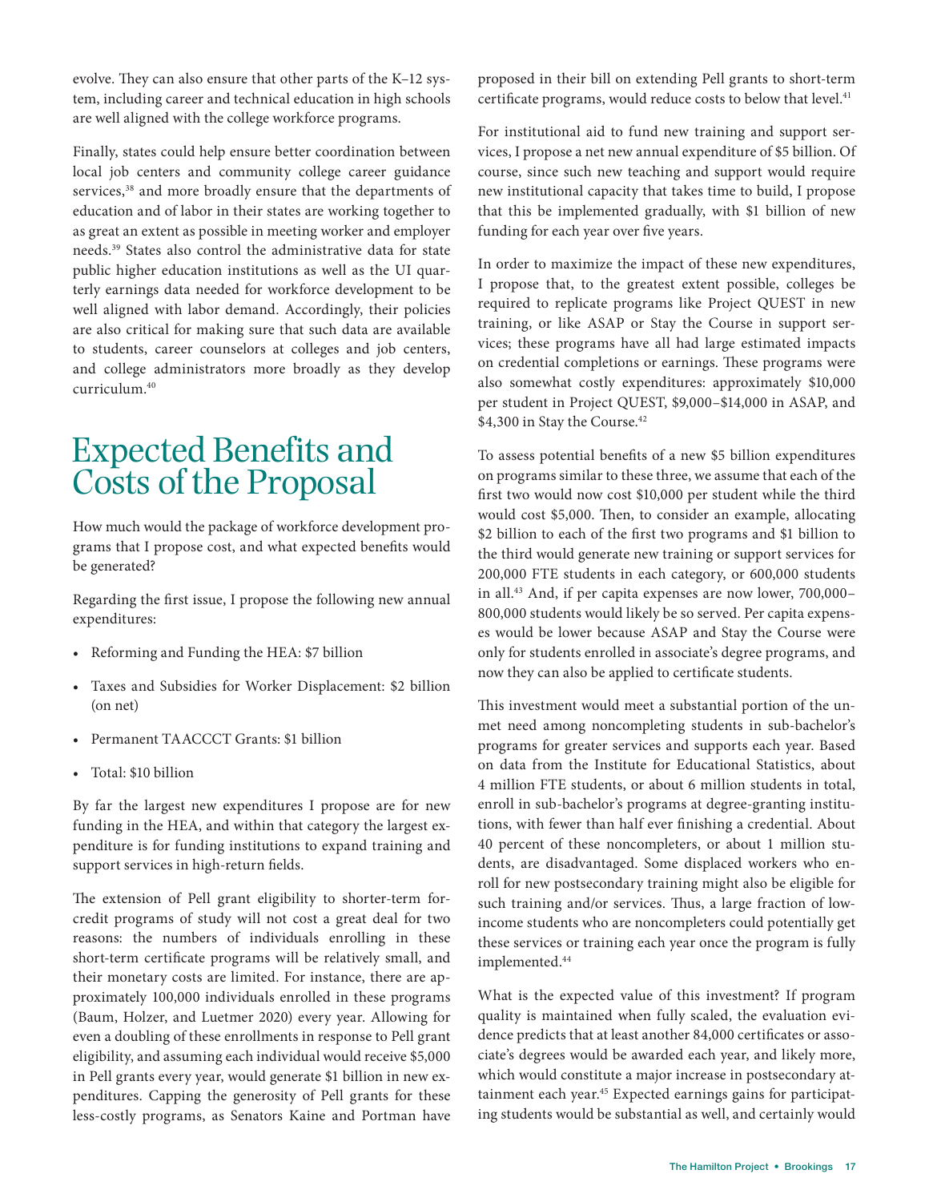evolve. They can also ensure that other parts of the K–12 system, including career and technical education in high schools are well aligned with the college workforce programs.

Finally, states could help ensure better coordination between local job centers and community college career guidance services,[38] and more broadly ensure that the departments of education and of labor in their states are working together to as great an extent as possible in meeting worker and employer needs.[39] States also control the administrative data for state public higher education institutions as well as the UI quarterly earnings data needed for workforce development to be well aligned with labor demand. Accordingly, their policies are also critical for making sure that such data are available to students, career counselors at colleges and job centers, and college administrators more broadly as they develop curriculum.[40]

# Expected Benefits and Costs of the Proposal

How much would the package of workforce development programs that I propose cost, and what expected benefits would be generated?

Regarding the first issue, I propose the following new annual expenditures:

- Reforming and Funding the HEA: $7 billion
- Taxes and Subsidies for Worker Displacement: $2 billion (on net)
- Permanent TAACCCT Grants: $1 billion
- Total: $10 billion

By far the largest new expenditures I propose are for new funding in the HEA, and within that category the largest expenditure is for funding institutions to expand training and support services in high-return fields.

The extension of Pell grant eligibility to shorter-term for-credit programs of study will not cost a great deal for two reasons: the numbers of individuals enrolling in these short-term certificate programs will be relatively small, and their monetary costs are limited. For instance, there are approximately 100,000 individuals enrolled in these programs (Baum, Holzer, and Luetmer 2020) every year. Allowing for even a doubling of these enrollments in response to Pell grant eligibility, and assuming each individual would receive $5,000 in Pell grants every year, would generate $1 billion in new expenditures. Capping the generosity of Pell grants for these less-costly programs, as Senators Kaine and Portman have proposed in their bill on extending Pell grants to short-term certificate programs, would reduce costs to below that level.[41]

For institutional aid to fund new training and support services, I propose a net new annual expenditure of $5 billion. Of course, since such new teaching and support would require new institutional capacity that takes time to build, I propose that this be implemented gradually, with $1 billion of new funding for each year over five years.

In order to maximize the impact of these new expenditures, I propose that, to the greatest extent possible, colleges be required to replicate programs like Project QUEST in new training, or like ASAP or Stay the Course in support services; these programs have all had large estimated impacts on credential completions or earnings. These programs were also somewhat costly expenditures: approximately $10,000 per student in Project QUEST, $9,000–$14,000 in ASAP, and $4,300 in Stay the Course.[42]

To assess potential benefits of a new $5 billion expenditures on programs similar to these three, we assume that each of the first two would now cost $10,000 per student while the third would cost $5,000. Then, to consider an example, allocating $2 billion to each of the first two programs and $1 billion to the third would generate new training or support services for 200,000 FTE students in each category, or 600,000 students in all.[43] And, if per capita expenses are now lower, 700,000–800,000 students would likely be so served. Per capita expenses would be lower because ASAP and Stay the Course were only for students enrolled in associate's degree programs, and now they can also be applied to certificate students.

This investment would meet a substantial portion of the unmet need among noncompleting students in sub-bachelor's programs for greater services and supports each year. Based on data from the Institute for Educational Statistics, about 4 million FTE students, or about 6 million students in total, enroll in sub-bachelor's programs at degree-granting institutions, with fewer than half ever finishing a credential. About 40 percent of these noncompleters, or about 1 million students, are disadvantaged. Some displaced workers who enroll for new postsecondary training might also be eligible for such training and/or services. Thus, a large fraction of low-income students who are noncompleters could potentially get these services or training each year once the program is fully implemented.[44]

What is the expected value of this investment? If program quality is maintained when fully scaled, the evaluation evidence predicts that at least another 84,000 certificates or associate's degrees would be awarded each year, and likely more, which would constitute a major increase in postsecondary attainment each year.[45] Expected earnings gains for participating students would be substantial as well, and certainly would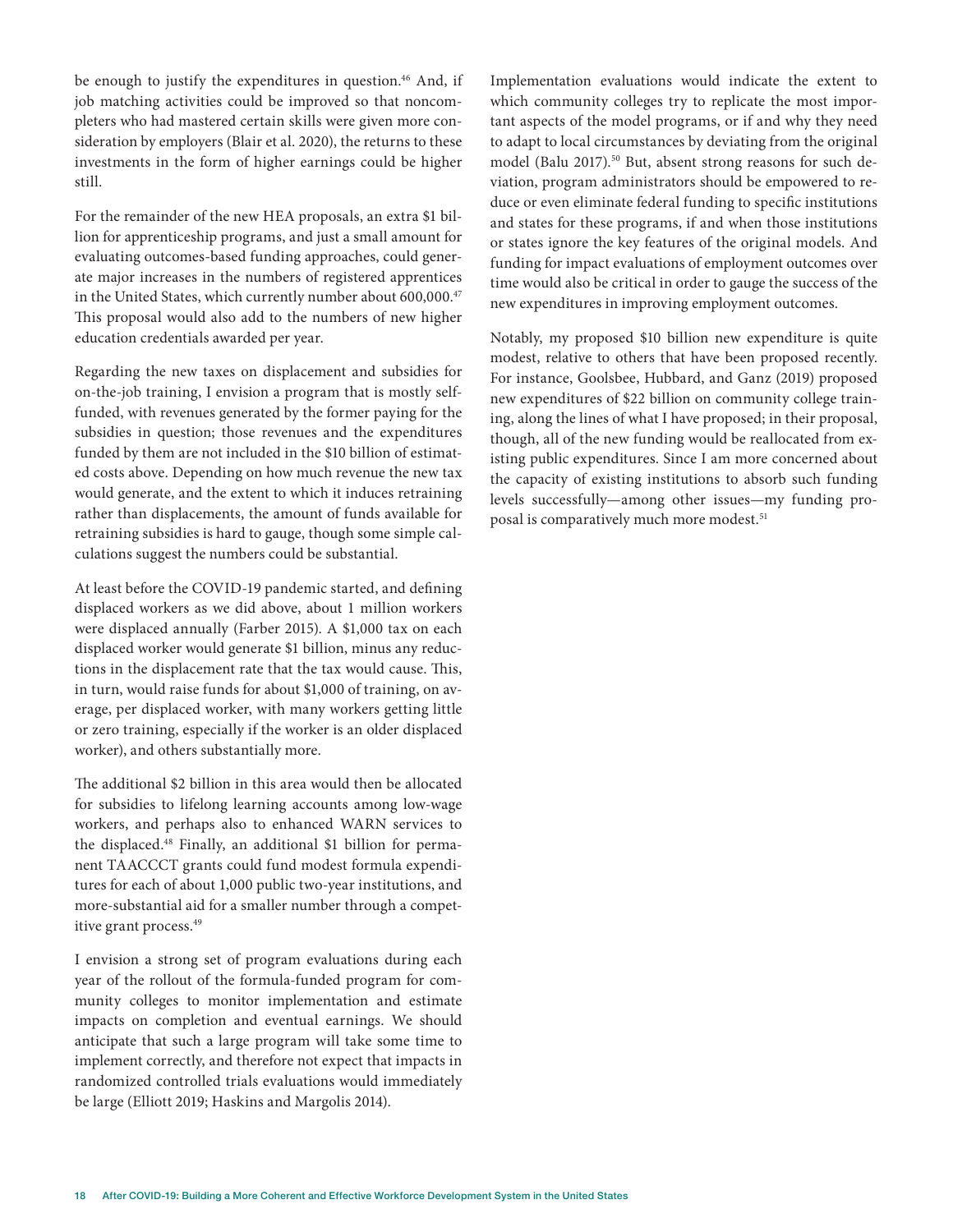be enough to justify the expenditures in question.[46] And, if job matching activities could be improved so that noncompleters who had mastered certain skills were given more consideration by employers (Blair et al. 2020), the returns to these investments in the form of higher earnings could be higher still.

For the remainder of the new HEA proposals, an extra $1 billion for apprenticeship programs, and just a small amount for evaluating outcomes-based funding approaches, could generate major increases in the numbers of registered apprentices in the United States, which currently number about 600,000.[47] This proposal would also add to the numbers of new higher education credentials awarded per year.

Regarding the new taxes on displacement and subsidies for on-the-job training, I envision a program that is mostly self-funded, with revenues generated by the former paying for the subsidies in question; those revenues and the expenditures funded by them are not included in the $10 billion of estimated costs above. Depending on how much revenue the new tax would generate, and the extent to which it induces retraining rather than displacements, the amount of funds available for retraining subsidies is hard to gauge, though some simple calculations suggest the numbers could be substantial.

At least before the COVID-19 pandemic started, and defining displaced workers as we did above, about 1 million workers were displaced annually (Farber 2015). A $1,000 tax on each displaced worker would generate $1 billion, minus any reductions in the displacement rate that the tax would cause. This, in turn, would raise funds for about $1,000 of training, on average, per displaced worker, with many workers getting little or zero training, especially if the worker is an older displaced worker), and others substantially more.

The additional $2 billion in this area would then be allocated for subsidies to lifelong learning accounts among low-wage workers, and perhaps also to enhanced WARN services to the displaced.[48] Finally, an additional $1 billion for permanent TAACCCT grants could fund modest formula expenditures for each of about 1,000 public two-year institutions, and more-substantial aid for a smaller number through a competitive grant process.[49]

I envision a strong set of program evaluations during each year of the rollout of the formula-funded program for community colleges to monitor implementation and estimate impacts on completion and eventual earnings. We should anticipate that such a large program will take some time to implement correctly, and therefore not expect that impacts in randomized controlled trials evaluations would immediately be large (Elliott 2019; Haskins and Margolis 2014).

Implementation evaluations would indicate the extent to which community colleges try to replicate the most important aspects of the model programs, or if and why they need to adapt to local circumstances by deviating from the original model (Balu 2017).[50] But, absent strong reasons for such deviation, program administrators should be empowered to reduce or even eliminate federal funding to specific institutions and states for these programs, if and when those institutions or states ignore the key features of the original models. And funding for impact evaluations of employment outcomes over time would also be critical in order to gauge the success of the new expenditures in improving employment outcomes.

Notably, my proposed $10 billion new expenditure is quite modest, relative to others that have been proposed recently. For instance, Goolsbee, Hubbard, and Ganz (2019) proposed new expenditures of $22 billion on community college training, along the lines of what I have proposed; in their proposal, though, all of the new funding would be reallocated from existing public expenditures. Since I am more concerned about the capacity of existing institutions to absorb such funding levels successfully—among other issues—my funding proposal is comparatively much more modest.[51]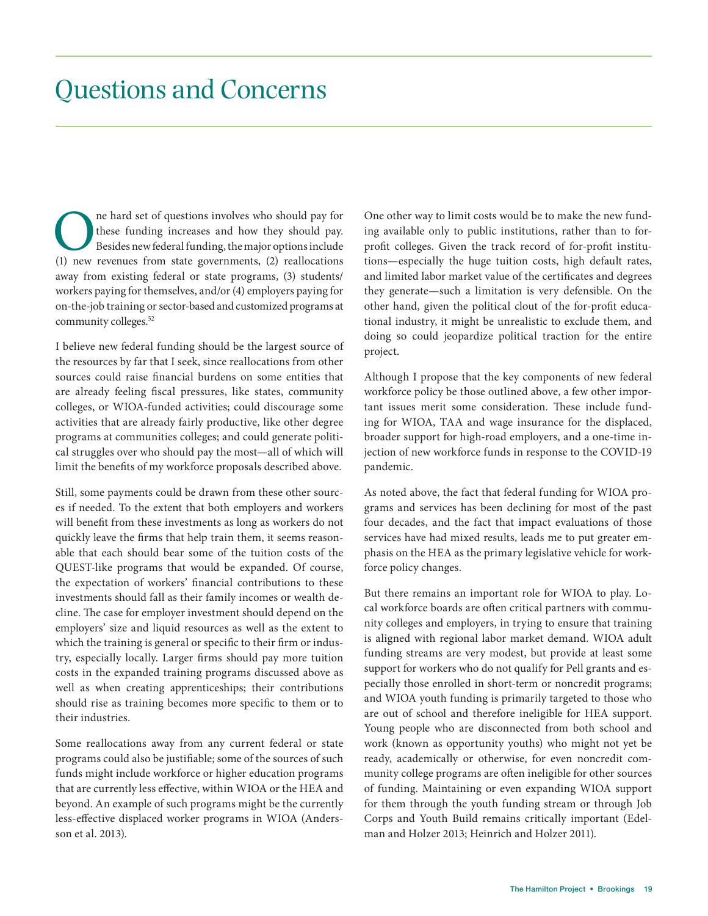# Questions and Concerns

One hard set of questions involves who should pay for these funding increases and how they should pay. Besides new federal funding, the major options include (1) new revenues from state governments, (2) reallocations away from existing federal or state programs, (3) students/workers paying for themselves, and/or (4) employers paying for on-the-job training or sector-based and customized programs at community colleges.[52]

I believe new federal funding should be the largest source of the resources by far that I seek, since reallocations from other sources could raise financial burdens on some entities that are already feeling fiscal pressures, like states, community colleges, or WIOA-funded activities; could discourage some activities that are already fairly productive, like other degree programs at communities colleges; and could generate political struggles over who should pay the most—all of which will limit the benefits of my workforce proposals described above.

Still, some payments could be drawn from these other sources if needed. To the extent that both employers and workers will benefit from these investments as long as workers do not quickly leave the firms that help train them, it seems reasonable that each should bear some of the tuition costs of the QUEST-like programs that would be expanded. Of course, the expectation of workers' financial contributions to these investments should fall as their family incomes or wealth decline. The case for employer investment should depend on the employers' size and liquid resources as well as the extent to which the training is general or specific to their firm or industry, especially locally. Larger firms should pay more tuition costs in the expanded training programs discussed above as well as when creating apprenticeships; their contributions should rise as training becomes more specific to them or to their industries.

Some reallocations away from any current federal or state programs could also be justifiable; some of the sources of such funds might include workforce or higher education programs that are currently less effective, within WIOA or the HEA and beyond. An example of such programs might be the currently less-effective displaced worker programs in WIOA (Andersson et al. 2013).

One other way to limit costs would be to make the new funding available only to public institutions, rather than to for-profit colleges. Given the track record of for-profit institutions—especially the huge tuition costs, high default rates, and limited labor market value of the certificates and degrees they generate—such a limitation is very defensible. On the other hand, given the political clout of the for-profit educational industry, it might be unrealistic to exclude them, and doing so could jeopardize political traction for the entire project.

Although I propose that the key components of new federal workforce policy be those outlined above, a few other important issues merit some consideration. These include funding for WIOA, TAA and wage insurance for the displaced, broader support for high-road employers, and a one-time injection of new workforce funds in response to the COVID-19 pandemic.

As noted above, the fact that federal funding for WIOA programs and services has been declining for most of the past four decades, and the fact that impact evaluations of those services have had mixed results, leads me to put greater emphasis on the HEA as the primary legislative vehicle for workforce policy changes.

But there remains an important role for WIOA to play. Local workforce boards are often critical partners with community colleges and employers, in trying to ensure that training is aligned with regional labor market demand. WIOA adult funding streams are very modest, but provide at least some support for workers who do not qualify for Pell grants and especially those enrolled in short-term or noncredit programs; and WIOA youth funding is primarily targeted to those who are out of school and therefore ineligible for HEA support. Young people who are disconnected from both school and work (known as opportunity youths) who might not yet be ready, academically or otherwise, for even noncredit community college programs are often ineligible for other sources of funding. Maintaining or even expanding WIOA support for them through the youth funding stream or through Job Corps and Youth Build remains critically important (Edelman and Holzer 2013; Heinrich and Holzer 2011).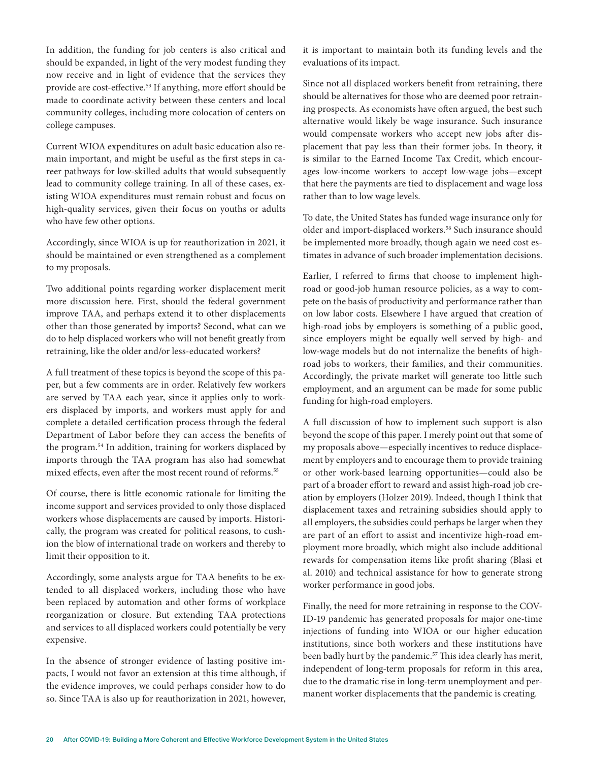In addition, the funding for job centers is also critical and should be expanded, in light of the very modest funding they now receive and in light of evidence that the services they provide are cost-effective.[53] If anything, more effort should be made to coordinate activity between these centers and local community colleges, including more colocation of centers on college campuses.

Current WIOA expenditures on adult basic education also remain important, and might be useful as the first steps in career pathways for low-skilled adults that would subsequently lead to community college training. In all of these cases, existing WIOA expenditures must remain robust and focus on high-quality services, given their focus on youths or adults who have few other options.

Accordingly, since WIOA is up for reauthorization in 2021, it should be maintained or even strengthened as a complement to my proposals.

Two additional points regarding worker displacement merit more discussion here. First, should the federal government improve TAA, and perhaps extend it to other displacements other than those generated by imports? Second, what can we do to help displaced workers who will not benefit greatly from retraining, like the older and/or less-educated workers?

A full treatment of these topics is beyond the scope of this paper, but a few comments are in order. Relatively few workers are served by TAA each year, since it applies only to workers displaced by imports, and workers must apply for and complete a detailed certification process through the federal Department of Labor before they can access the benefits of the program.[54] In addition, training for workers displaced by imports through the TAA program has also had somewhat mixed effects, even after the most recent round of reforms.[55]

Of course, there is little economic rationale for limiting the income support and services provided to only those displaced workers whose displacements are caused by imports. Historically, the program was created for political reasons, to cushion the blow of international trade on workers and thereby to limit their opposition to it.

Accordingly, some analysts argue for TAA benefits to be extended to all displaced workers, including those who have been replaced by automation and other forms of workplace reorganization or closure. But extending TAA protections and services to all displaced workers could potentially be very expensive.

In the absence of stronger evidence of lasting positive impacts, I would not favor an extension at this time although, if the evidence improves, we could perhaps consider how to do so. Since TAA is also up for reauthorization in 2021, however, it is important to maintain both its funding levels and the evaluations of its impact.

Since not all displaced workers benefit from retraining, there should be alternatives for those who are deemed poor retraining prospects. As economists have often argued, the best such alternative would likely be wage insurance. Such insurance would compensate workers who accept new jobs after displacement that pay less than their former jobs. In theory, it is similar to the Earned Income Tax Credit, which encourages low-income workers to accept low-wage jobs—except that here the payments are tied to displacement and wage loss rather than to low wage levels.

To date, the United States has funded wage insurance only for older and import-displaced workers.[56] Such insurance should be implemented more broadly, though again we need cost estimates in advance of such broader implementation decisions.

Earlier, I referred to firms that choose to implement high-road or good-job human resource policies, as a way to compete on the basis of productivity and performance rather than on low labor costs. Elsewhere I have argued that creation of high-road jobs by employers is something of a public good, since employers might be equally well served by high- and low-wage models but do not internalize the benefits of high-road jobs to workers, their families, and their communities. Accordingly, the private market will generate too little such employment, and an argument can be made for some public funding for high-road employers.

A full discussion of how to implement such support is also beyond the scope of this paper. I merely point out that some of my proposals above—especially incentives to reduce displacement by employers and to encourage them to provide training or other work-based learning opportunities—could also be part of a broader effort to reward and assist high-road job creation by employers (Holzer 2019). Indeed, though I think that displacement taxes and retraining subsidies should apply to all employers, the subsidies could perhaps be larger when they are part of an effort to assist and incentivize high-road employment more broadly, which might also include additional rewards for compensation items like profit sharing (Blasi et al. 2010) and technical assistance for how to generate strong worker performance in good jobs.

Finally, the need for more retraining in response to the COVID-19 pandemic has generated proposals for major one-time injections of funding into WIOA or our higher education institutions, since both workers and these institutions have been badly hurt by the pandemic.[57] This idea clearly has merit, independent of long-term proposals for reform in this area, due to the dramatic rise in long-term unemployment and permanent worker displacements that the pandemic is creating.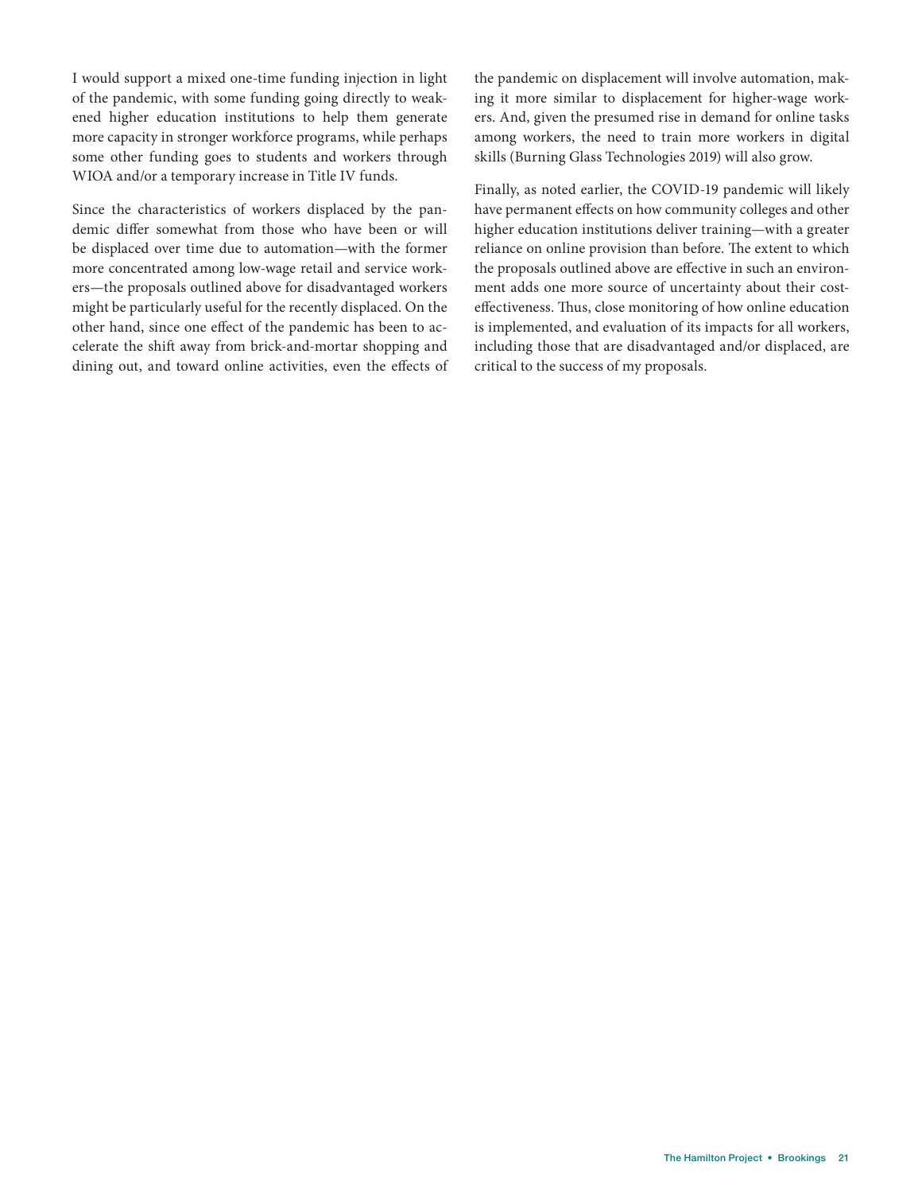I would support a mixed one-time funding injection in light of the pandemic, with some funding going directly to weakened higher education institutions to help them generate more capacity in stronger workforce programs, while perhaps some other funding goes to students and workers through WIOA and/or a temporary increase in Title IV funds.

Since the characteristics of workers displaced by the pandemic differ somewhat from those who have been or will be displaced over time due to automation—with the former more concentrated among low-wage retail and service workers—the proposals outlined above for disadvantaged workers might be particularly useful for the recently displaced. On the other hand, since one effect of the pandemic has been to accelerate the shift away from brick-and-mortar shopping and dining out, and toward online activities, even the effects of the pandemic on displacement will involve automation, making it more similar to displacement for higher-wage workers. And, given the presumed rise in demand for online tasks among workers, the need to train more workers in digital skills (Burning Glass Technologies 2019) will also grow.

Finally, as noted earlier, the COVID-19 pandemic will likely have permanent effects on how community colleges and other higher education institutions deliver training—with a greater reliance on online provision than before. The extent to which the proposals outlined above are effective in such an environment adds one more source of uncertainty about their cost-effectiveness. Thus, close monitoring of how online education is implemented, and evaluation of its impacts for all workers, including those that are disadvantaged and/or displaced, are critical to the success of my proposals.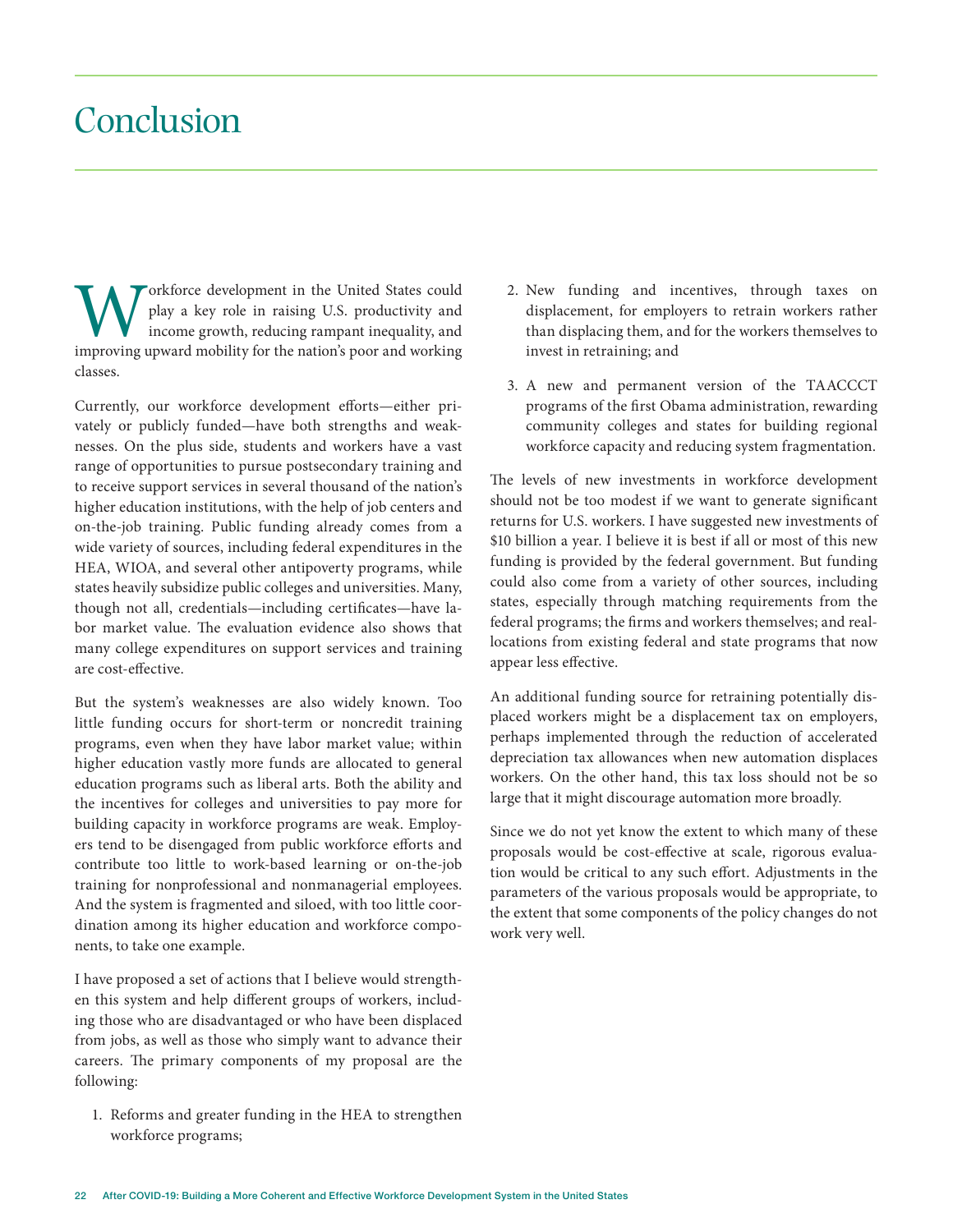# Conclusion

Workforce development in the United States could play a key role in raising U.S. productivity and income growth, reducing rampant inequality, and improving upward mobility for the nation's poor and working classes.

Currently, our workforce development efforts—either privately or publicly funded—have both strengths and weaknesses. On the plus side, students and workers have a vast range of opportunities to pursue postsecondary training and to receive support services in several thousand of the nation's higher education institutions, with the help of job centers and on-the-job training. Public funding already comes from a wide variety of sources, including federal expenditures in the HEA, WIOA, and several other antipoverty programs, while states heavily subsidize public colleges and universities. Many, though not all, credentials—including certificates—have labor market value. The evaluation evidence also shows that many college expenditures on support services and training are cost-effective.

But the system's weaknesses are also widely known. Too little funding occurs for short-term or noncredit training programs, even when they have labor market value; within higher education vastly more funds are allocated to general education programs such as liberal arts. Both the ability and the incentives for colleges and universities to pay more for building capacity in workforce programs are weak. Employers tend to be disengaged from public workforce efforts and contribute too little to work-based learning or on-the-job training for nonprofessional and nonmanagerial employees. And the system is fragmented and siloed, with too little coordination among its higher education and workforce components, to take one example.

I have proposed a set of actions that I believe would strengthen this system and help different groups of workers, including those who are disadvantaged or who have been displaced from jobs, as well as those who simply want to advance their careers. The primary components of my proposal are the following:

1. Reforms and greater funding in the HEA to strengthen workforce programs;
2. New funding and incentives, through taxes on displacement, for employers to retrain workers rather than displacing them, and for the workers themselves to invest in retraining; and
3. A new and permanent version of the TAACCCT programs of the first Obama administration, rewarding community colleges and states for building regional workforce capacity and reducing system fragmentation.

The levels of new investments in workforce development should not be too modest if we want to generate significant returns for U.S. workers. I have suggested new investments of $10 billion a year. I believe it is best if all or most of this new funding is provided by the federal government. But funding could also come from a variety of other sources, including states, especially through matching requirements from the federal programs; the firms and workers themselves; and reallocations from existing federal and state programs that now appear less effective.

An additional funding source for retraining potentially displaced workers might be a displacement tax on employers, perhaps implemented through the reduction of accelerated depreciation tax allowances when new automation displaces workers. On the other hand, this tax loss should not be so large that it might discourage automation more broadly.

Since we do not yet know the extent to which many of these proposals would be cost-effective at scale, rigorous evaluation would be critical to any such effort. Adjustments in the parameters of the various proposals would be appropriate, to the extent that some components of the policy changes do not work very well.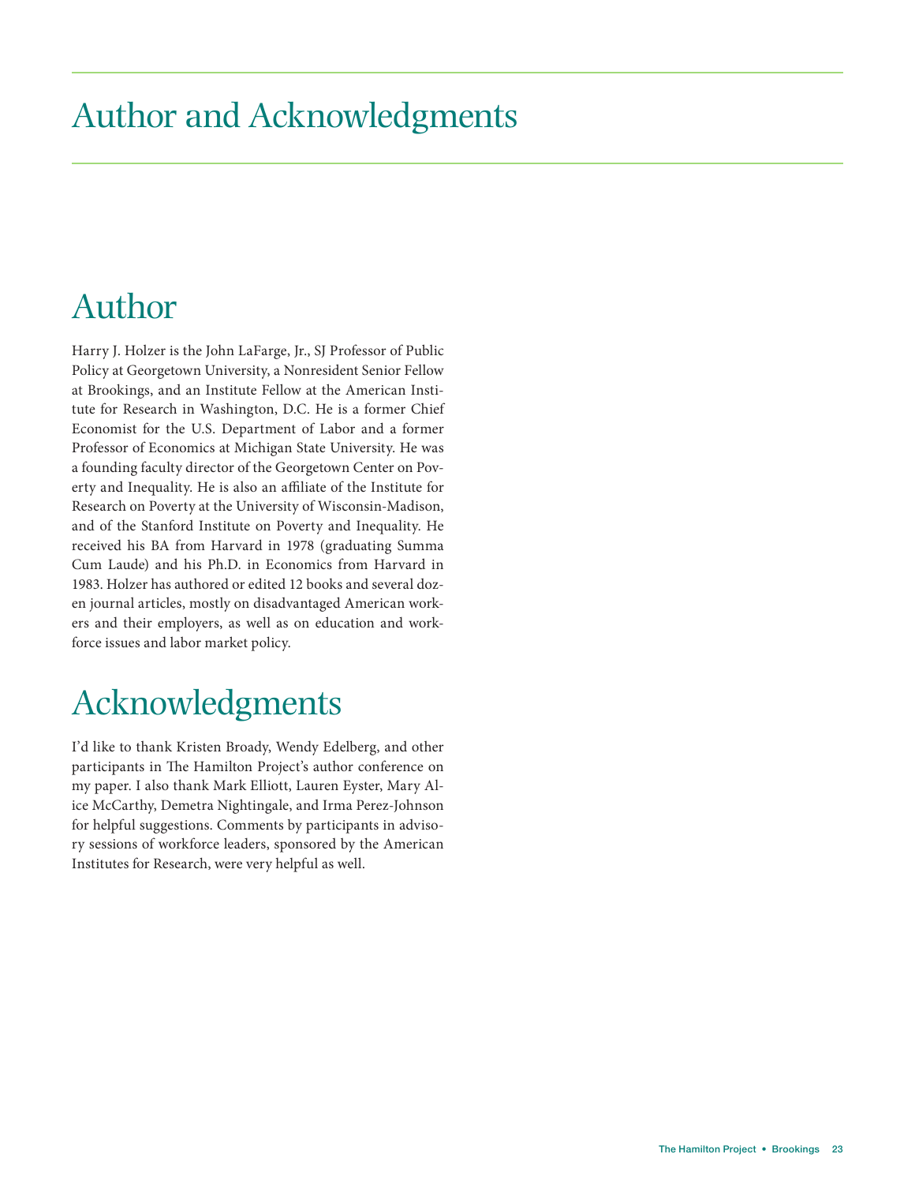# Author and Acknowledgments

## Author

Harry J. Holzer is the John LaFarge, Jr., SJ Professor of Public Policy at Georgetown University, a Nonresident Senior Fellow at Brookings, and an Institute Fellow at the American Institute for Research in Washington, D.C. He is a former Chief Economist for the U.S. Department of Labor and a former Professor of Economics at Michigan State University. He was a founding faculty director of the Georgetown Center on Poverty and Inequality. He is also an affiliate of the Institute for Research on Poverty at the University of Wisconsin-Madison, and of the Stanford Institute on Poverty and Inequality. He received his BA from Harvard in 1978 (graduating Summa Cum Laude) and his Ph.D. in Economics from Harvard in 1983. Holzer has authored or edited 12 books and several dozen journal articles, mostly on disadvantaged American workers and their employers, as well as on education and workforce issues and labor market policy.

## Acknowledgments

I'd like to thank Kristen Broady, Wendy Edelberg, and other participants in The Hamilton Project's author conference on my paper. I also thank Mark Elliott, Lauren Eyster, Mary Alice McCarthy, Demetra Nightingale, and Irma Perez-Johnson for helpful suggestions. Comments by participants in advisory sessions of workforce leaders, sponsored by the American Institutes for Research, were very helpful as well.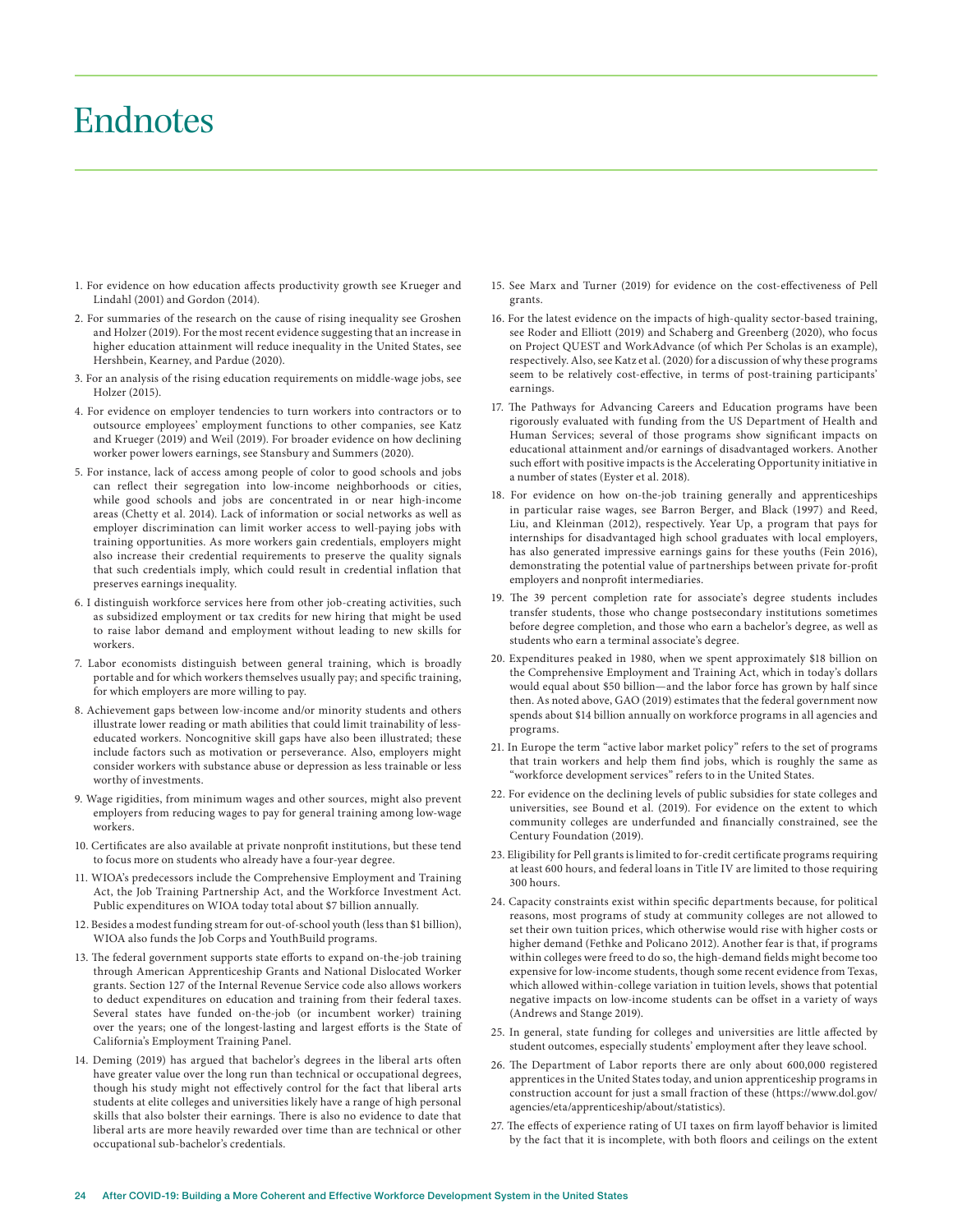# Endnotes

1. For evidence on how education affects productivity growth see Krueger and Lindahl (2001) and Gordon (2014).

2. For summaries of the research on the cause of rising inequality see Groshen and Holzer (2019). For the most recent evidence suggesting that an increase in higher education attainment will reduce inequality in the United States, see Hershbein, Kearney, and Pardue (2020).

3. For an analysis of the rising education requirements on middle-wage jobs, see Holzer (2015).

4. For evidence on employer tendencies to turn workers into contractors or to outsource employees' employment functions to other companies, see Katz and Krueger (2019) and Weil (2019). For broader evidence on how declining worker power lowers earnings, see Stansbury and Summers (2020).

5. For instance, lack of access among people of color to good schools and jobs can reflect their segregation into low-income neighborhoods or cities, while good schools and jobs are concentrated in or near high-income areas (Chetty et al. 2014). Lack of information or social networks as well as employer discrimination can limit worker access to well-paying jobs with training opportunities. As more workers gain credentials, employers might also increase their credential requirements to preserve the quality signals that such credentials imply, which could result in credential inflation that preserves earnings inequality.

6. I distinguish workforce services here from other job-creating activities, such as subsidized employment or tax credits for new hiring that might be used to raise labor demand and employment without leading to new skills for workers.

7. Labor economists distinguish between general training, which is broadly portable and for which workers themselves usually pay; and specific training, for which employers are more willing to pay.

8. Achievement gaps between low-income and/or minority students and others illustrate lower reading or math abilities that could limit trainability of less-educated workers. Noncognitive skill gaps have also been illustrated; these include factors such as motivation or perseverance. Also, employers might consider workers with substance abuse or depression as less trainable or less worthy of investments.

9. Wage rigidities, from minimum wages and other sources, might also prevent employers from reducing wages to pay for general training among low-wage workers.

10. Certificates are also available at private nonprofit institutions, but these tend to focus more on students who already have a four-year degree.

11. WIOA's predecessors include the Comprehensive Employment and Training Act, the Job Training Partnership Act, and the Workforce Investment Act. Public expenditures on WIOA today total about $7 billion annually.

12. Besides a modest funding stream for out-of-school youth (less than $1 billion), WIOA also funds the Job Corps and YouthBuild programs.

13. The federal government supports state efforts to expand on-the-job training through American Apprenticeship Grants and National Dislocated Worker grants. Section 127 of the Internal Revenue Service code also allows workers to deduct expenditures on education and training from their federal taxes. Several states have funded on-the-job (or incumbent worker) training over the years; one of the longest-lasting and largest efforts is the State of California's Employment Training Panel.

14. Deming (2019) has argued that bachelor's degrees in the liberal arts often have greater value over the long run than technical or occupational degrees, though his study might not effectively control for the fact that liberal arts students at elite colleges and universities likely have a range of high personal skills that also bolster their earnings. There is also no evidence to date that liberal arts are more heavily rewarded over time than are technical or other occupational sub-bachelor's credentials.

15. See Marx and Turner (2019) for evidence on the cost-effectiveness of Pell grants.

16. For the latest evidence on the impacts of high-quality sector-based training, see Roder and Elliott (2019) and Schaberg and Greenberg (2020), who focus on Project QUEST and WorkAdvance (of which Per Scholas is an example), respectively. Also, see Katz et al. (2020) for a discussion of why these programs seem to be relatively cost-effective, in terms of post-training participants' earnings.

17. The Pathways for Advancing Careers and Education programs have been rigorously evaluated with funding from the US Department of Health and Human Services; several of those programs show significant impacts on educational attainment and/or earnings of disadvantaged workers. Another such effort with positive impacts is the Accelerating Opportunity initiative in a number of states (Eyster et al. 2018).

18. For evidence on how on-the-job training generally and apprenticeships in particular raise wages, see Barron Berger, and Black (1997) and Reed, Liu, and Kleinman (2012), respectively. Year Up, a program that pays for internships for disadvantaged high school graduates with local employers, has also generated impressive earnings gains for these youths (Fein 2016), demonstrating the potential value of partnerships between private for-profit employers and nonprofit intermediaries.

19. The 39 percent completion rate for associate's degree students includes transfer students, those who change postsecondary institutions sometimes before degree completion, and those who earn a bachelor's degree, as well as students who earn a terminal associate's degree.

20. Expenditures peaked in 1980, when we spent approximately $18 billion on the Comprehensive Employment and Training Act, which in today's dollars would equal about $50 billion—and the labor force has grown by half since then. As noted above, GAO (2019) estimates that the federal government now spends about $14 billion annually on workforce programs in all agencies and programs.

21. In Europe the term "active labor market policy" refers to the set of programs that train workers and help them find jobs, which is roughly the same as "workforce development services" refers to in the United States.

22. For evidence on the declining levels of public subsidies for state colleges and universities, see Bound et al. (2019). For evidence on the extent to which community colleges are underfunded and financially constrained, see the Century Foundation (2019).

23. Eligibility for Pell grants is limited to for-credit certificate programs requiring at least 600 hours, and federal loans in Title IV are limited to those requiring 300 hours.

24. Capacity constraints exist within specific departments because, for political reasons, most programs of study at community colleges are not allowed to set their own tuition prices, which otherwise would rise with higher costs or higher demand (Fethke and Policano 2012). Another fear is that, if programs within colleges were freed to do so, the high-demand fields might become too expensive for low-income students, though some recent evidence from Texas, which allowed within-college variation in tuition levels, shows that potential negative impacts on low-income students can be offset in a variety of ways (Andrews and Stange 2019).

25. In general, state funding for colleges and universities are little affected by student outcomes, especially students' employment after they leave school.

26. The Department of Labor reports there are only about 600,000 registered apprentices in the United States today, and union apprenticeship programs in construction account for just a small fraction of these (https://www.dol.gov/agencies/eta/apprenticeship/about/statistics).

27. The effects of experience rating of UI taxes on firm layoff behavior is limited by the fact that it is incomplete, with both floors and ceilings on the extent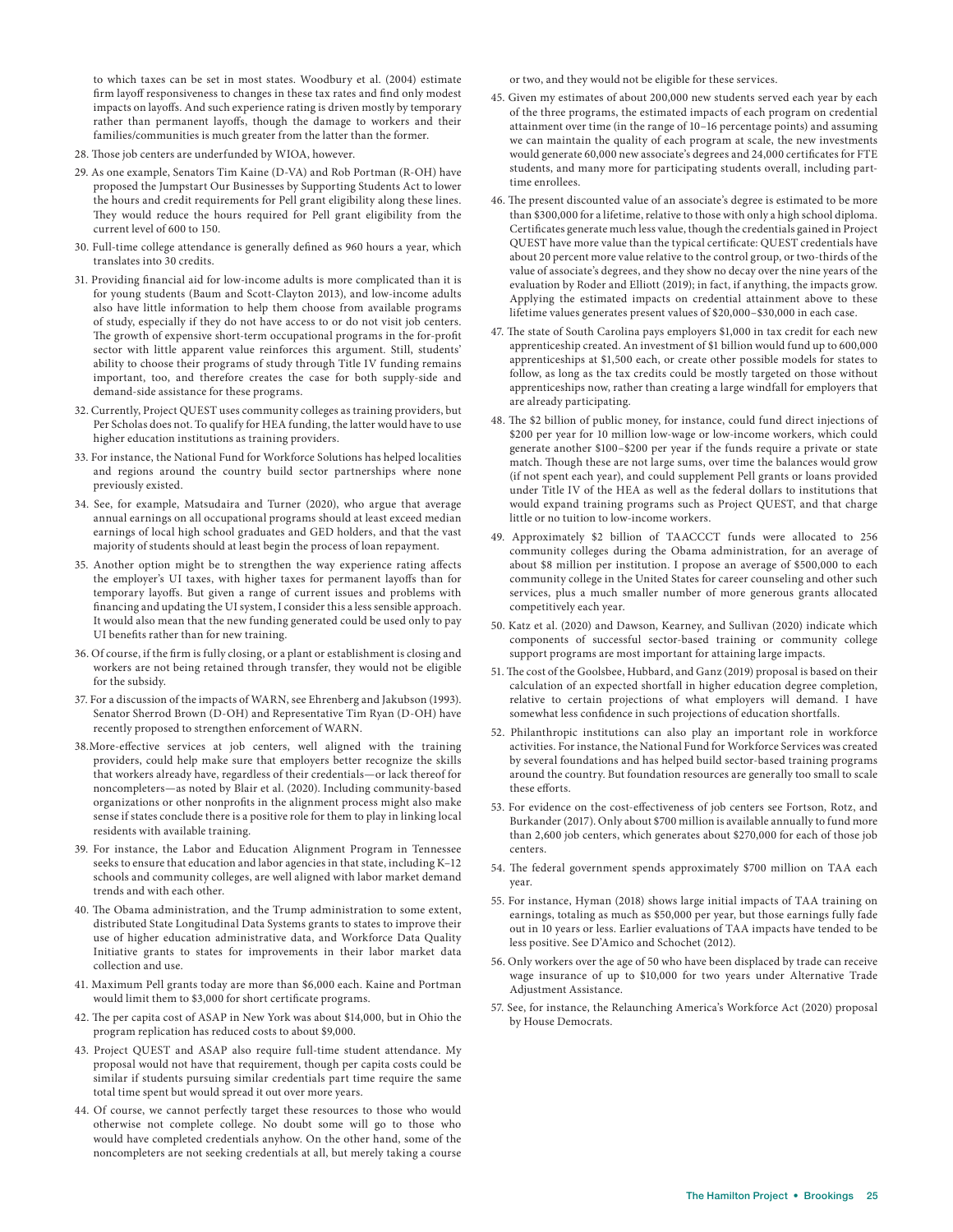to which taxes can be set in most states. Woodbury et al. (2004) estimate firm layoff responsiveness to changes in these tax rates and find only modest impacts on layoffs. And such experience rating is driven mostly by temporary rather than permanent layoffs, though the damage to workers and their families/communities is much greater from the latter than the former.

28. Those job centers are underfunded by WIOA, however.

29. As one example, Senators Tim Kaine (D-VA) and Rob Portman (R-OH) have proposed the Jumpstart Our Businesses by Supporting Students Act to lower the hours and credit requirements for Pell grant eligibility along these lines. They would reduce the hours required for Pell grant eligibility from the current level of 600 to 150.

30. Full-time college attendance is generally defined as 960 hours a year, which translates into 30 credits.

31. Providing financial aid for low-income adults is more complicated than it is for young students (Baum and Scott-Clayton 2013), and low-income adults also have little information to help them choose from available programs of study, especially if they do not have access to or do not visit job centers. The growth of expensive short-term occupational programs in the for-profit sector with little apparent value reinforces this argument. Still, students' ability to choose their programs of study through Title IV funding remains important, too, and therefore creates the case for both supply-side and demand-side assistance for these programs.

32. Currently, Project QUEST uses community colleges as training providers, but Per Scholas does not. To qualify for HEA funding, the latter would have to use higher education institutions as training providers.

33. For instance, the National Fund for Workforce Solutions has helped localities and regions around the country build sector partnerships where none previously existed.

34. See, for example, Matsudaira and Turner (2020), who argue that average annual earnings on all occupational programs should at least exceed median earnings of local high school graduates and GED holders, and that the vast majority of students should at least begin the process of loan repayment.

35. Another option might be to strengthen the way experience rating affects the employer's UI taxes, with higher taxes for permanent layoffs than for temporary layoffs. But given a range of current issues and problems with financing and updating the UI system, I consider this a less sensible approach. It would also mean that the new funding generated could be used only to pay UI benefits rather than for new training.

36. Of course, if the firm is fully closing, or a plant or establishment is closing and workers are not being retained through transfer, they would not be eligible for the subsidy.

37. For a discussion of the impacts of WARN, see Ehrenberg and Jakubson (1993). Senator Sherrod Brown (D-OH) and Representative Tim Ryan (D-OH) have recently proposed to strengthen enforcement of WARN.

38. More-effective services at job centers, well aligned with the training providers, could help make sure that employers better recognize the skills that workers already have, regardless of their credentials—or lack thereof for noncompleters—as noted by Blair et al. (2020). Including community-based organizations or other nonprofits in the alignment process might also make sense if states conclude there is a positive role for them to play in linking local residents with available training.

39. For instance, the Labor and Education Alignment Program in Tennessee seeks to ensure that education and labor agencies in that state, including K–12 schools and community colleges, are well aligned with labor market demand trends and with each other.

40. The Obama administration, and the Trump administration to some extent, distributed State Longitudinal Data Systems grants to states to improve their use of higher education administrative data, and Workforce Data Quality Initiative grants to states for improvements in their labor market data collection and use.

41. Maximum Pell grants today are more than $6,000 each. Kaine and Portman would limit them to $3,000 for short certificate programs.

42. The per capita cost of ASAP in New York was about $14,000, but in Ohio the program replication has reduced costs to about $9,000.

43. Project QUEST and ASAP also require full-time student attendance. My proposal would not have that requirement, though per capita costs could be similar if students pursuing similar credentials part time require the same total time spent but would spread it out over more years.

44. Of course, we cannot perfectly target these resources to those who would otherwise not complete college. No doubt some will go to those who would have completed credentials anyhow. On the other hand, some of the noncompleters are not seeking credentials at all, but merely taking a course or two, and they would not be eligible for these services.

45. Given my estimates of about 200,000 new students served each year by each of the three programs, the estimated impacts of each program on credential attainment over time (in the range of 10–16 percentage points) and assuming we can maintain the quality of each program at scale, the new investments would generate 60,000 new associate's degrees and 24,000 certificates for FTE students, and many more for participating students overall, including part-time enrollees.

46. The present discounted value of an associate's degree is estimated to be more than $300,000 for a lifetime, relative to those with only a high school diploma. Certificates generate much less value, though the credentials gained in Project QUEST have more value than the typical certificate: QUEST credentials have about 20 percent more value relative to the control group, or two-thirds of the value of associate's degrees, and they show no decay over the nine years of the evaluation by Roder and Elliott (2019); in fact, if anything, the impacts grow. Applying the estimated impacts on credential attainment above to these lifetime values generates present values of $20,000–$30,000 in each case.

47. The state of South Carolina pays employers $1,000 in tax credit for each new apprenticeship created. An investment of $1 billion would fund up to 600,000 apprenticeships at $1,500 each, or create other possible models for states to follow, as long as the tax credits could be mostly targeted on those without apprenticeships now, rather than creating a large windfall for employers that are already participating.

48. The $2 billion of public money, for instance, could fund direct injections of $200 per year for 10 million low-wage or low-income workers, which could generate another $100–$200 per year if the funds require a private or state match. Though these are not large sums, over time the balances would grow (if not spent each year), and could supplement Pell grants or loans provided under Title IV of the HEA as well as the federal dollars to institutions that would expand training programs such as Project QUEST, and that charge little or no tuition to low-income workers.

49. Approximately $2 billion of TAACCCT funds were allocated to 256 community colleges during the Obama administration, for an average of about $8 million per institution. I propose an average of $500,000 to each community college in the United States for career counseling and other such services, plus a much smaller number of more generous grants allocated competitively each year.

50. Katz et al. (2020) and Dawson, Kearney, and Sullivan (2020) indicate which components of successful sector-based training or community college support programs are most important for attaining large impacts.

51. The cost of the Goolsbee, Hubbard, and Ganz (2019) proposal is based on their calculation of an expected shortfall in higher education degree completion, relative to certain projections of what employers will demand. I have somewhat less confidence in such projections of education shortfalls.

52. Philanthropic institutions can also play an important role in workforce activities. For instance, the National Fund for Workforce Services was created by several foundations and has helped build sector-based training programs around the country. But foundation resources are generally too small to scale these efforts.

53. For evidence on the cost-effectiveness of job centers see Fortson, Rotz, and Burkander (2017). Only about $700 million is available annually to fund more than 2,600 job centers, which generates about $270,000 for each of those job centers.

54. The federal government spends approximately $700 million on TAA each year.

55. For instance, Hyman (2018) shows large initial impacts of TAA training on earnings, totaling as much as $50,000 per year, but those earnings fully fade out in 10 years or less. Earlier evaluations of TAA impacts have tended to be less positive. See D'Amico and Schochet (2012).

56. Only workers over the age of 50 who have been displaced by trade can receive wage insurance of up to $10,000 for two years under Alternative Trade Adjustment Assistance.

57. See, for instance, the Relaunching America's Workforce Act (2020) proposal by House Democrats.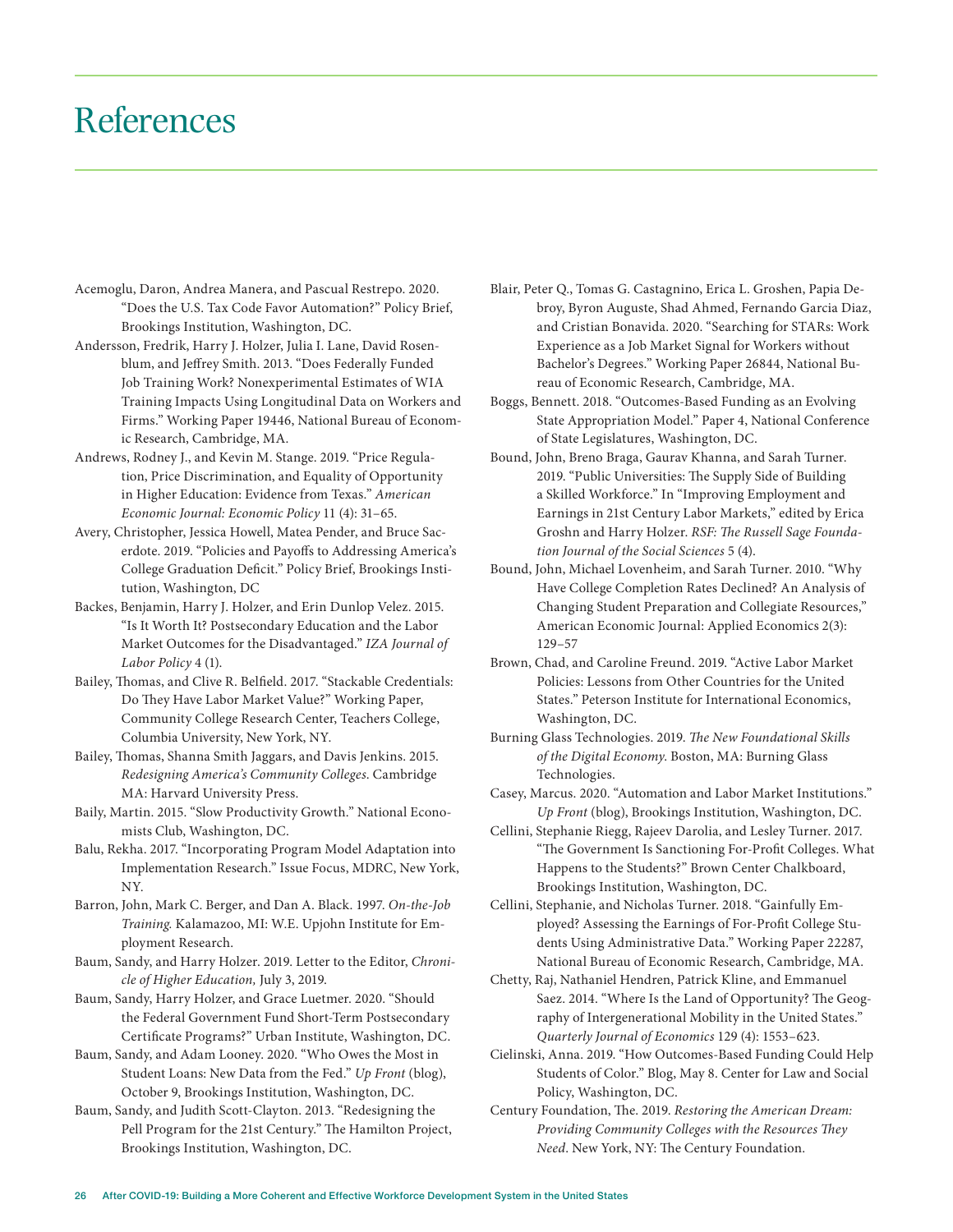# References

Acemoglu, Daron, Andrea Manera, and Pascual Restrepo. 2020. "Does the U.S. Tax Code Favor Automation?" Policy Brief, Brookings Institution, Washington, DC.

Andersson, Fredrik, Harry J. Holzer, Julia I. Lane, David Rosenblum, and Jeffrey Smith. 2013. "Does Federally Funded Job Training Work? Nonexperimental Estimates of WIA Training Impacts Using Longitudinal Data on Workers and Firms." Working Paper 19446, National Bureau of Economic Research, Cambridge, MA.

Andrews, Rodney J., and Kevin M. Stange. 2019. "Price Regulation, Price Discrimination, and Equality of Opportunity in Higher Education: Evidence from Texas." *American Economic Journal: Economic Policy* 11 (4): 31–65.

Avery, Christopher, Jessica Howell, Matea Pender, and Bruce Sacerdote. 2019. "Policies and Payoffs to Addressing America's College Graduation Deficit." Policy Brief, Brookings Institution, Washington, DC

Backes, Benjamin, Harry J. Holzer, and Erin Dunlop Velez. 2015. "Is It Worth It? Postsecondary Education and the Labor Market Outcomes for the Disadvantaged." *IZA Journal of Labor Policy* 4 (1).

Bailey, Thomas, and Clive R. Belfield. 2017. "Stackable Credentials: Do They Have Labor Market Value?" Working Paper, Community College Research Center, Teachers College, Columbia University, New York, NY.

Bailey, Thomas, Shanna Smith Jaggars, and Davis Jenkins. 2015. *Redesigning America's Community Colleges*. Cambridge MA: Harvard University Press.

Baily, Martin. 2015. "Slow Productivity Growth." National Economists Club, Washington, DC.

Balu, Rekha. 2017. "Incorporating Program Model Adaptation into Implementation Research." Issue Focus, MDRC, New York, NY.

Barron, John, Mark C. Berger, and Dan A. Black. 1997. *On-the-Job Training.* Kalamazoo, MI: W.E. Upjohn Institute for Employment Research.

Baum, Sandy, and Harry Holzer. 2019. Letter to the Editor, *Chronicle of Higher Education,* July 3, 2019.

Baum, Sandy, Harry Holzer, and Grace Luetmer. 2020. "Should the Federal Government Fund Short-Term Postsecondary Certificate Programs?" Urban Institute, Washington, DC.

Baum, Sandy, and Adam Looney. 2020. "Who Owes the Most in Student Loans: New Data from the Fed." *Up Front* (blog), October 9, Brookings Institution, Washington, DC.

Baum, Sandy, and Judith Scott-Clayton. 2013. "Redesigning the Pell Program for the 21st Century." The Hamilton Project, Brookings Institution, Washington, DC.

Blair, Peter Q., Tomas G. Castagnino, Erica L. Groshen, Papia Debroy, Byron Auguste, Shad Ahmed, Fernando Garcia Diaz, and Cristian Bonavida. 2020. "Searching for STARs: Work Experience as a Job Market Signal for Workers without Bachelor's Degrees." Working Paper 26844, National Bureau of Economic Research, Cambridge, MA.

Boggs, Bennett. 2018. "Outcomes-Based Funding as an Evolving State Appropriation Model." Paper 4, National Conference of State Legislatures, Washington, DC.

Bound, John, Breno Braga, Gaurav Khanna, and Sarah Turner. 2019. "Public Universities: The Supply Side of Building a Skilled Workforce." In "Improving Employment and Earnings in 21st Century Labor Markets," edited by Erica Groshn and Harry Holzer. *RSF: The Russell Sage Foundation Journal of the Social Sciences* 5 (4).

Bound, John, Michael Lovenheim, and Sarah Turner. 2010. "Why Have College Completion Rates Declined? An Analysis of Changing Student Preparation and Collegiate Resources," American Economic Journal: Applied Economics 2(3): 129–57

Brown, Chad, and Caroline Freund. 2019. "Active Labor Market Policies: Lessons from Other Countries for the United States." Peterson Institute for International Economics, Washington, DC.

Burning Glass Technologies. 2019. *The New Foundational Skills of the Digital Economy*. Boston, MA: Burning Glass Technologies.

Casey, Marcus. 2020. "Automation and Labor Market Institutions." *Up Front* (blog), Brookings Institution, Washington, DC.

Cellini, Stephanie Riegg, Rajeev Darolia, and Lesley Turner. 2017. "The Government Is Sanctioning For-Profit Colleges. What Happens to the Students?" Brown Center Chalkboard, Brookings Institution, Washington, DC.

Cellini, Stephanie, and Nicholas Turner. 2018. "Gainfully Employed? Assessing the Earnings of For-Profit College Students Using Administrative Data." Working Paper 22287, National Bureau of Economic Research, Cambridge, MA.

Chetty, Raj, Nathaniel Hendren, Patrick Kline, and Emmanuel Saez. 2014. "Where Is the Land of Opportunity? The Geography of Intergenerational Mobility in the United States." *Quarterly Journal of Economics* 129 (4): 1553–623.

Cielinski, Anna. 2019. "How Outcomes-Based Funding Could Help Students of Color." Blog, May 8. Center for Law and Social Policy, Washington, DC.

Century Foundation, The. 2019. *Restoring the American Dream: Providing Community Colleges with the Resources They Need*. New York, NY: The Century Foundation.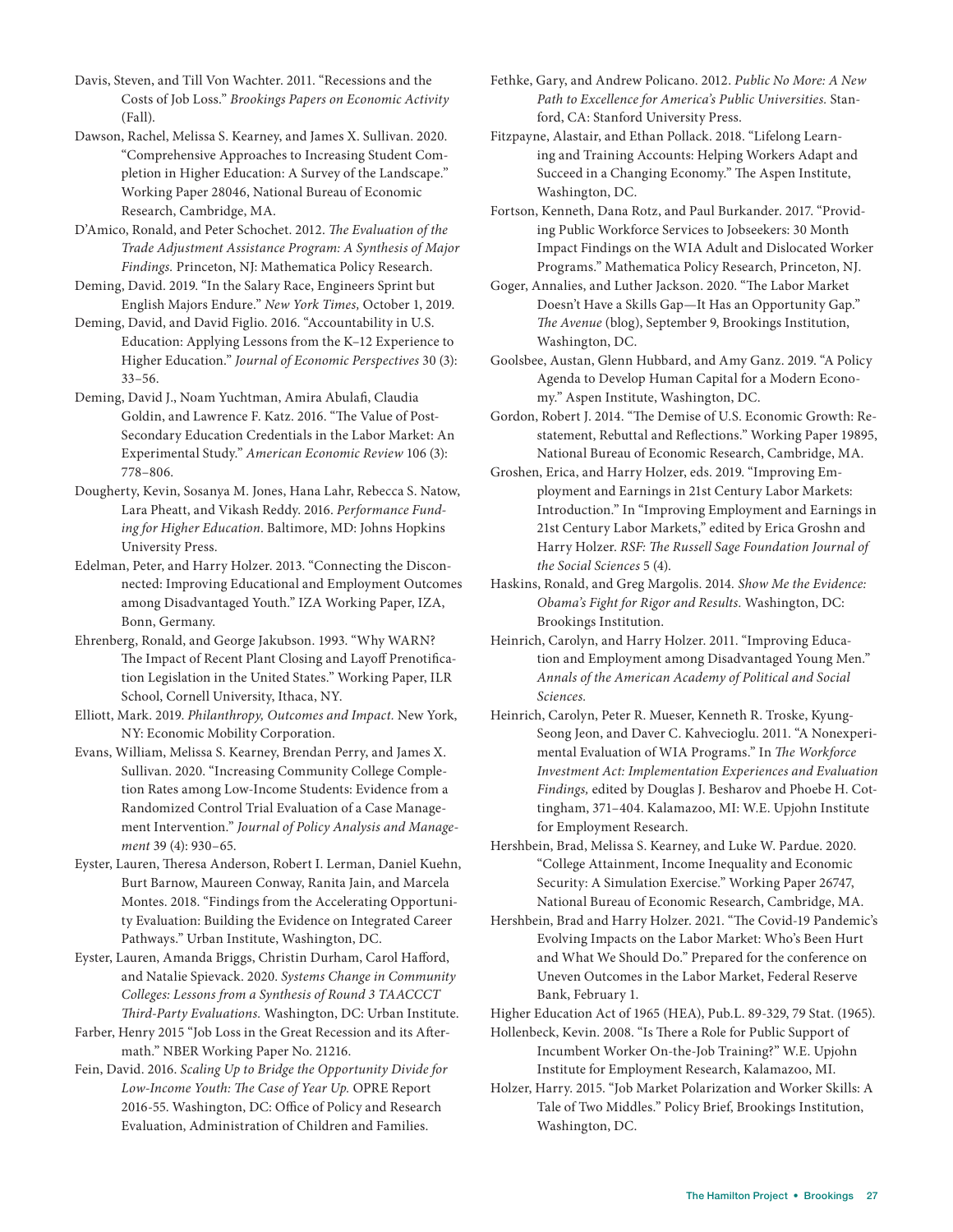Davis, Steven, and Till Von Wachter. 2011. "Recessions and the Costs of Job Loss." *Brookings Papers on Economic Activity* (Fall).

Dawson, Rachel, Melissa S. Kearney, and James X. Sullivan. 2020. "Comprehensive Approaches to Increasing Student Completion in Higher Education: A Survey of the Landscape." Working Paper 28046, National Bureau of Economic Research, Cambridge, MA.

D'Amico, Ronald, and Peter Schochet. 2012. *The Evaluation of the Trade Adjustment Assistance Program: A Synthesis of Major Findings.* Princeton, NJ: Mathematica Policy Research.

Deming, David. 2019. "In the Salary Race, Engineers Sprint but English Majors Endure." *New York Times,* October 1, 2019.

Deming, David, and David Figlio. 2016. "Accountability in U.S. Education: Applying Lessons from the K–12 Experience to Higher Education." *Journal of Economic Perspectives* 30 (3): 33–56.

Deming, David J., Noam Yuchtman, Amira Abulafi, Claudia Goldin, and Lawrence F. Katz. 2016. "The Value of Post-Secondary Education Credentials in the Labor Market: An Experimental Study." *American Economic Review* 106 (3): 778–806.

Dougherty, Kevin, Sosanya M. Jones, Hana Lahr, Rebecca S. Natow, Lara Pheatt, and Vikash Reddy. 2016. *Performance Funding for Higher Education*. Baltimore, MD: Johns Hopkins University Press.

Edelman, Peter, and Harry Holzer. 2013. "Connecting the Disconnected: Improving Educational and Employment Outcomes among Disadvantaged Youth." IZA Working Paper, IZA, Bonn, Germany.

Ehrenberg, Ronald, and George Jakubson. 1993. "Why WARN? The Impact of Recent Plant Closing and Layoff Prenotification Legislation in the United States." Working Paper, ILR School, Cornell University, Ithaca, NY.

Elliott, Mark. 2019. *Philanthropy, Outcomes and Impact.* New York, NY: Economic Mobility Corporation.

Evans, William, Melissa S. Kearney, Brendan Perry, and James X. Sullivan. 2020. "Increasing Community College Completion Rates among Low-Income Students: Evidence from a Randomized Control Trial Evaluation of a Case Management Intervention." *Journal of Policy Analysis and Management* 39 (4): 930–65.

Eyster, Lauren, Theresa Anderson, Robert I. Lerman, Daniel Kuehn, Burt Barnow, Maureen Conway, Ranita Jain, and Marcela Montes. 2018. "Findings from the Accelerating Opportunity Evaluation: Building the Evidence on Integrated Career Pathways." Urban Institute, Washington, DC.

Eyster, Lauren, Amanda Briggs, Christin Durham, Carol Hafford, and Natalie Spievack. 2020. *Systems Change in Community Colleges: Lessons from a Synthesis of Round 3 TAACCCT Third-Party Evaluations.* Washington, DC: Urban Institute.

Farber, Henry 2015 "Job Loss in the Great Recession and its Aftermath." NBER Working Paper No. 21216.

Fein, David. 2016. *Scaling Up to Bridge the Opportunity Divide for Low-Income Youth: The Case of Year Up.* OPRE Report 2016-55. Washington, DC: Office of Policy and Research Evaluation, Administration of Children and Families.

Fethke, Gary, and Andrew Policano. 2012. *Public No More: A New Path to Excellence for America's Public Universities.* Stanford, CA: Stanford University Press.

Fitzpayne, Alastair, and Ethan Pollack. 2018. "Lifelong Learning and Training Accounts: Helping Workers Adapt and Succeed in a Changing Economy." The Aspen Institute, Washington, DC.

Fortson, Kenneth, Dana Rotz, and Paul Burkander. 2017. "Providing Public Workforce Services to Jobseekers: 30 Month Impact Findings on the WIA Adult and Dislocated Worker Programs." Mathematica Policy Research, Princeton, NJ.

Goger, Annalies, and Luther Jackson. 2020. "The Labor Market Doesn't Have a Skills Gap—It Has an Opportunity Gap." *The Avenue* (blog), September 9, Brookings Institution, Washington, DC.

Goolsbee, Austan, Glenn Hubbard, and Amy Ganz. 2019. "A Policy Agenda to Develop Human Capital for a Modern Economy." Aspen Institute, Washington, DC.

Gordon, Robert J. 2014. "The Demise of U.S. Economic Growth: Restatement, Rebuttal and Reflections." Working Paper 19895, National Bureau of Economic Research, Cambridge, MA.

Groshen, Erica, and Harry Holzer, eds. 2019. "Improving Employment and Earnings in 21st Century Labor Markets: Introduction." In "Improving Employment and Earnings in 21st Century Labor Markets," edited by Erica Groshn and Harry Holzer. *RSF: The Russell Sage Foundation Journal of the Social Sciences* 5 (4).

Haskins, Ronald, and Greg Margolis. 2014. *Show Me the Evidence: Obama's Fight for Rigor and Results.* Washington, DC: Brookings Institution.

Heinrich, Carolyn, and Harry Holzer. 2011. "Improving Education and Employment among Disadvantaged Young Men." *Annals of the American Academy of Political and Social Sciences.*

Heinrich, Carolyn, Peter R. Mueser, Kenneth R. Troske, Kyung-Seong Jeon, and Daver C. Kahvecioglu. 2011. "A Nonexperimental Evaluation of WIA Programs." In *The Workforce Investment Act: Implementation Experiences and Evaluation Findings,* edited by Douglas J. Besharov and Phoebe H. Cottingham, 371–404. Kalamazoo, MI: W.E. Upjohn Institute for Employment Research.

Hershbein, Brad, Melissa S. Kearney, and Luke W. Pardue. 2020. "College Attainment, Income Inequality and Economic Security: A Simulation Exercise." Working Paper 26747, National Bureau of Economic Research, Cambridge, MA.

Hershbein, Brad and Harry Holzer. 2021. "The Covid-19 Pandemic's Evolving Impacts on the Labor Market: Who's Been Hurt and What We Should Do." Prepared for the conference on Uneven Outcomes in the Labor Market, Federal Reserve Bank, February 1.

Higher Education Act of 1965 (HEA), Pub.L. 89-329, 79 Stat. (1965).

Hollenbeck, Kevin. 2008. "Is There a Role for Public Support of Incumbent Worker On-the-Job Training?" W.E. Upjohn Institute for Employment Research, Kalamazoo, MI.

Holzer, Harry. 2015. "Job Market Polarization and Worker Skills: A Tale of Two Middles." Policy Brief, Brookings Institution, Washington, DC.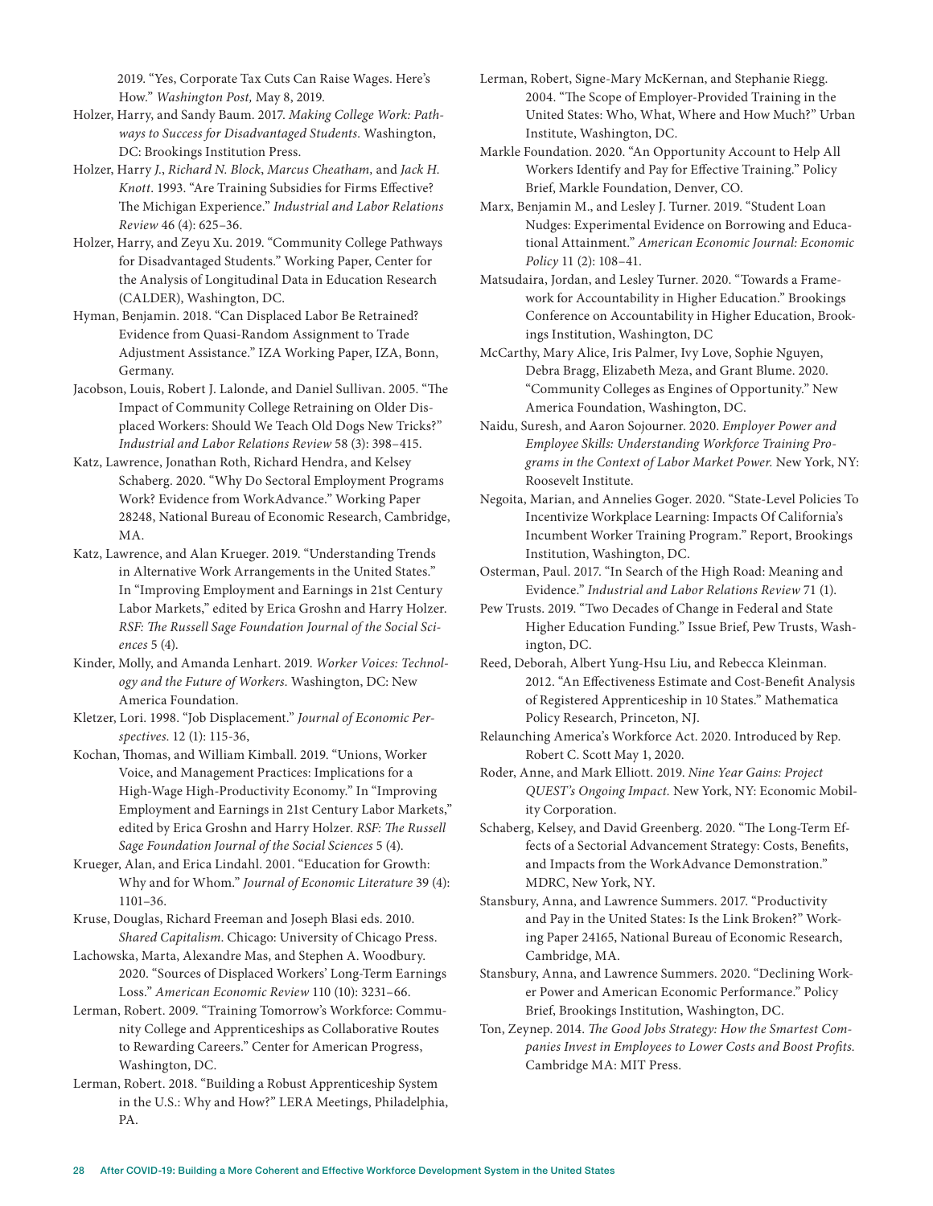2019. "Yes, Corporate Tax Cuts Can Raise Wages. Here's How." *Washington Post,* May 8, 2019.

Holzer, Harry, and Sandy Baum. 2017. *Making College Work: Pathways to Success for Disadvantaged Students.* Washington, DC: Brookings Institution Press.

Holzer, Harry J., *Richard N. Block*, *Marcus Cheatham,* and *Jack H. Knott*. 1993. "Are Training Subsidies for Firms Effective? The Michigan Experience." *Industrial and Labor Relations Review* 46 (4): 625–36.

Holzer, Harry, and Zeyu Xu. 2019. "Community College Pathways for Disadvantaged Students." Working Paper, Center for the Analysis of Longitudinal Data in Education Research (CALDER), Washington, DC.

Hyman, Benjamin. 2018. "Can Displaced Labor Be Retrained? Evidence from Quasi-Random Assignment to Trade Adjustment Assistance." IZA Working Paper, IZA, Bonn, Germany.

Jacobson, Louis, Robert J. Lalonde, and Daniel Sullivan. 2005. "The Impact of Community College Retraining on Older Displaced Workers: Should We Teach Old Dogs New Tricks?" *Industrial and Labor Relations Review* 58 (3): 398–415.

Katz, Lawrence, Jonathan Roth, Richard Hendra, and Kelsey Schaberg. 2020. "Why Do Sectoral Employment Programs Work? Evidence from WorkAdvance." Working Paper 28248, National Bureau of Economic Research, Cambridge, MA.

Katz, Lawrence, and Alan Krueger. 2019. "Understanding Trends in Alternative Work Arrangements in the United States." In "Improving Employment and Earnings in 21st Century Labor Markets," edited by Erica Groshn and Harry Holzer. *RSF: The Russell Sage Foundation Journal of the Social Sciences* 5 (4).

Kinder, Molly, and Amanda Lenhart. 2019. *Worker Voices: Technology and the Future of Workers.* Washington, DC: New America Foundation.

Kletzer, Lori. 1998. "Job Displacement." *Journal of Economic Perspectives.* 12 (1): 115-36,

Kochan, Thomas, and William Kimball. 2019. "Unions, Worker Voice, and Management Practices: Implications for a High-Wage High-Productivity Economy." In "Improving Employment and Earnings in 21st Century Labor Markets," edited by Erica Groshn and Harry Holzer. *RSF: The Russell Sage Foundation Journal of the Social Sciences* 5 (4).

Krueger, Alan, and Erica Lindahl. 2001. "Education for Growth: Why and for Whom." *Journal of Economic Literature* 39 (4): 1101–36.

Kruse, Douglas, Richard Freeman and Joseph Blasi eds. 2010. *Shared Capitalism.* Chicago: University of Chicago Press.

Lachowska, Marta, Alexandre Mas, and Stephen A. Woodbury. 2020. "Sources of Displaced Workers' Long-Term Earnings Loss." *American Economic Review* 110 (10): 3231–66.

Lerman, Robert. 2009. "Training Tomorrow's Workforce: Community College and Apprenticeships as Collaborative Routes to Rewarding Careers." Center for American Progress, Washington, DC.

Lerman, Robert. 2018. "Building a Robust Apprenticeship System in the U.S.: Why and How?" LERA Meetings, Philadelphia, PA.

Lerman, Robert, Signe-Mary McKernan, and Stephanie Riegg. 2004. "The Scope of Employer-Provided Training in the United States: Who, What, Where and How Much?" Urban Institute, Washington, DC.

Markle Foundation. 2020. "An Opportunity Account to Help All Workers Identify and Pay for Effective Training." Policy Brief, Markle Foundation, Denver, CO.

Marx, Benjamin M., and Lesley J. Turner. 2019. "Student Loan Nudges: Experimental Evidence on Borrowing and Educational Attainment." *American Economic Journal: Economic Policy* 11 (2): 108–41.

Matsudaira, Jordan, and Lesley Turner. 2020. "Towards a Framework for Accountability in Higher Education." Brookings Conference on Accountability in Higher Education, Brookings Institution, Washington, DC

McCarthy, Mary Alice, Iris Palmer, Ivy Love, Sophie Nguyen, Debra Bragg, Elizabeth Meza, and Grant Blume. 2020. "Community Colleges as Engines of Opportunity." New America Foundation, Washington, DC.

Naidu, Suresh, and Aaron Sojourner. 2020. *Employer Power and Employee Skills: Understanding Workforce Training Programs in the Context of Labor Market Power.* New York, NY: Roosevelt Institute.

Negoita, Marian, and Annelies Goger. 2020. "State-Level Policies To Incentivize Workplace Learning: Impacts Of California's Incumbent Worker Training Program." Report, Brookings Institution, Washington, DC.

Osterman, Paul. 2017. "In Search of the High Road: Meaning and Evidence." *Industrial and Labor Relations Review* 71 (1).

Pew Trusts. 2019. "Two Decades of Change in Federal and State Higher Education Funding." Issue Brief, Pew Trusts, Washington, DC.

Reed, Deborah, Albert Yung-Hsu Liu, and Rebecca Kleinman. 2012. "An Effectiveness Estimate and Cost-Benefit Analysis of Registered Apprenticeship in 10 States." Mathematica Policy Research, Princeton, NJ.

Relaunching America's Workforce Act. 2020. Introduced by Rep. Robert C. Scott May 1, 2020.

Roder, Anne, and Mark Elliott. 2019. *Nine Year Gains: Project QUEST's Ongoing Impact.* New York, NY: Economic Mobility Corporation.

Schaberg, Kelsey, and David Greenberg. 2020. "The Long-Term Effects of a Sectorial Advancement Strategy: Costs, Benefits, and Impacts from the WorkAdvance Demonstration." MDRC, New York, NY.

Stansbury, Anna, and Lawrence Summers. 2017. "Productivity and Pay in the United States: Is the Link Broken?" Working Paper 24165, National Bureau of Economic Research, Cambridge, MA.

Stansbury, Anna, and Lawrence Summers. 2020. "Declining Worker Power and American Economic Performance." Policy Brief, Brookings Institution, Washington, DC.

Ton, Zeynep. 2014. *The Good Jobs Strategy: How the Smartest Companies Invest in Employees to Lower Costs and Boost Profits.* Cambridge MA: MIT Press.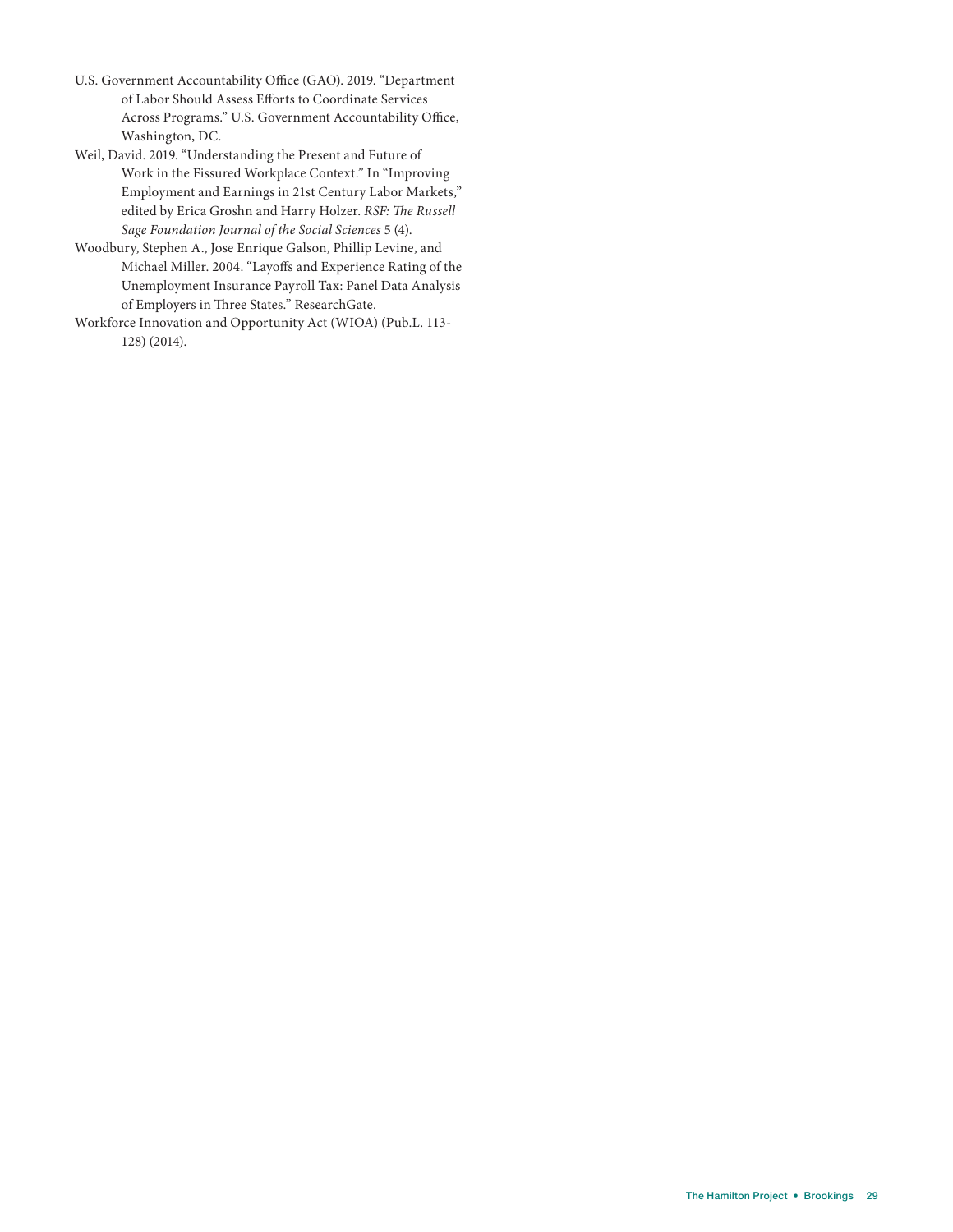U.S. Government Accountability Office (GAO). 2019. "Department of Labor Should Assess Efforts to Coordinate Services Across Programs." U.S. Government Accountability Office, Washington, DC.

Weil, David. 2019. "Understanding the Present and Future of Work in the Fissured Workplace Context." In "Improving Employment and Earnings in 21st Century Labor Markets," edited by Erica Groshn and Harry Holzer. *RSF: The Russell Sage Foundation Journal of the Social Sciences* 5 (4).

Woodbury, Stephen A., Jose Enrique Galson, Phillip Levine, and Michael Miller. 2004. "Layoffs and Experience Rating of the Unemployment Insurance Payroll Tax: Panel Data Analysis of Employers in Three States." ResearchGate.

Workforce Innovation and Opportunity Act (WIOA) (Pub.L. 113-128) (2014).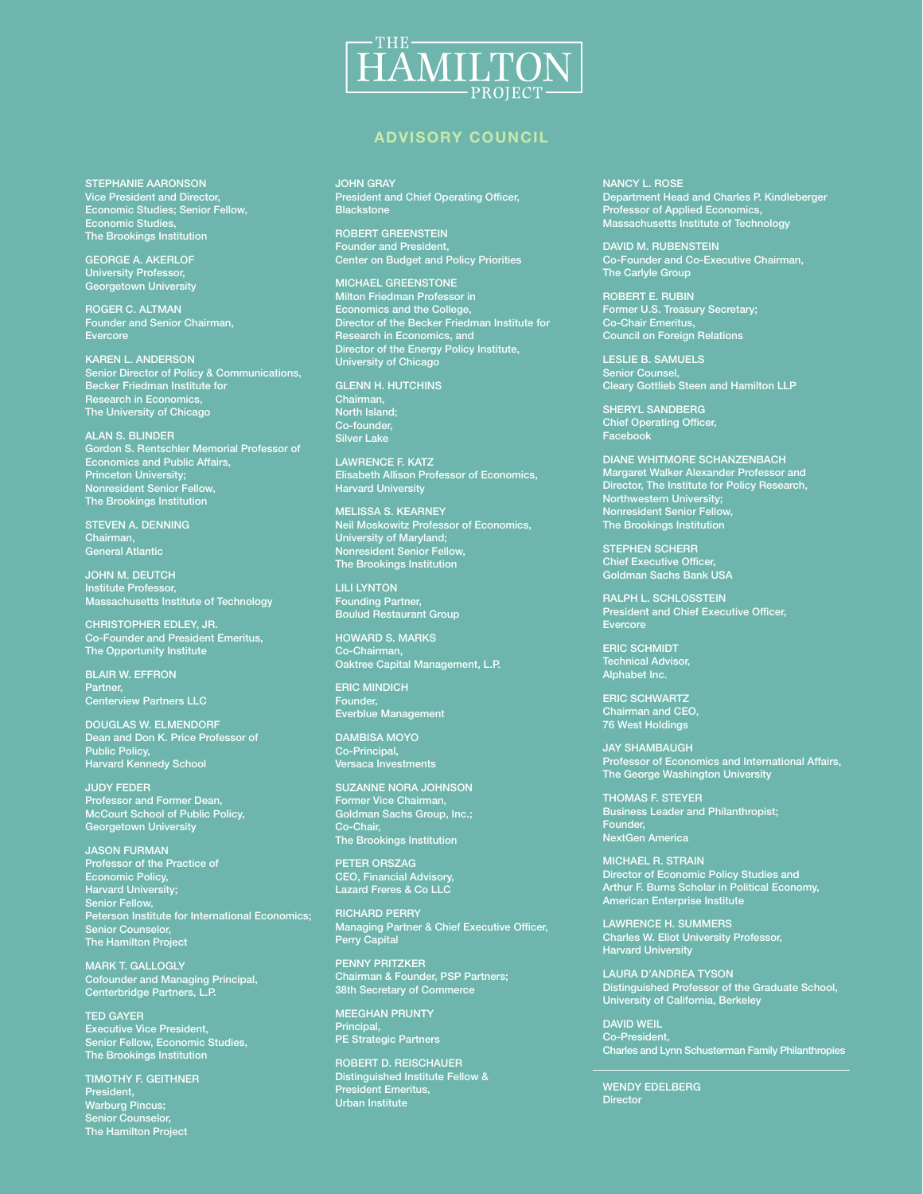# THE HAMILTON PROJECT

## ADVISORY COUNCIL

STEPHANIE AARONSON
Vice President and Director,
Economic Studies; Senior Fellow,
Economic Studies,
The Brookings Institution

GEORGE A. AKERLOF
University Professor,
Georgetown University

ROGER C. ALTMAN
Founder and Senior Chairman,
Evercore

KAREN L. ANDERSON
Senior Director of Policy & Communications,
Becker Friedman Institute for
Research in Economics,
The University of Chicago

ALAN S. BLINDER
Gordon S. Rentschler Memorial Professor of
Economics and Public Affairs,
Princeton University;
Nonresident Senior Fellow,
The Brookings Institution

STEVEN A. DENNING
Chairman,
General Atlantic

JOHN M. DEUTCH
Institute Professor,
Massachusetts Institute of Technology

CHRISTOPHER EDLEY, JR.
Co-Founder and President Emeritus,
The Opportunity Institute

BLAIR W. EFFRON
Partner,
Centerview Partners LLC

DOUGLAS W. ELMENDORF
Dean and Don K. Price Professor of
Public Policy,
Harvard Kennedy School

JUDY FEDER
Professor and Former Dean,
McCourt School of Public Policy,
Georgetown University

JASON FURMAN
Professor of the Practice of
Economic Policy,
Harvard University;
Senior Fellow,
Peterson Institute for International Economics;
Senior Counselor,
The Hamilton Project

MARK T. GALLOGLY
Cofounder and Managing Principal,
Centerbridge Partners, L.P.

TED GAYER
Executive Vice President,
Senior Fellow, Economic Studies,
The Brookings Institution

TIMOTHY F. GEITHNER
President,
Warburg Pincus;
Senior Counselor,
The Hamilton Project

JOHN GRAY
President and Chief Operating Officer,
Blackstone

ROBERT GREENSTEIN
Founder and President,
Center on Budget and Policy Priorities

MICHAEL GREENSTONE
Milton Friedman Professor in
Economics and the College,
Director of the Becker Friedman Institute for
Research in Economics, and
Director of the Energy Policy Institute,
University of Chicago

GLENN H. HUTCHINS
Chairman,
North Island;
Co-founder,
Silver Lake

LAWRENCE F. KATZ
Elisabeth Allison Professor of Economics,
Harvard University

MELISSA S. KEARNEY
Neil Moskowitz Professor of Economics,
University of Maryland;
Nonresident Senior Fellow,
The Brookings Institution

LILI LYNTON
Founding Partner,
Boulud Restaurant Group

HOWARD S. MARKS
Co-Chairman,
Oaktree Capital Management, L.P.

ERIC MINDICH
Founder,
Everblue Management

DAMBISA MOYO
Co-Principal,
Versaca Investments

SUZANNE NORA JOHNSON
Former Vice Chairman,
Goldman Sachs Group, Inc.;
Co-Chair,
The Brookings Institution

PETER ORSZAG
CEO, Financial Advisory,
Lazard Freres & Co LLC

RICHARD PERRY
Managing Partner & Chief Executive Officer,
Perry Capital

PENNY PRITZKER
Chairman & Founder, PSP Partners;
38th Secretary of Commerce

MEEGHAN PRUNTY
Principal,
PE Strategic Partners

ROBERT D. REISCHAUER
Distinguished Institute Fellow &
President Emeritus,
Urban Institute

NANCY L. ROSE
Department Head and Charles P. Kindleberger
Professor of Applied Economics,
Massachusetts Institute of Technology

DAVID M. RUBENSTEIN
Co-Founder and Co-Executive Chairman,
The Carlyle Group

ROBERT E. RUBIN
Former U.S. Treasury Secretary;
Co-Chair Emeritus,
Council on Foreign Relations

LESLIE B. SAMUELS
Senior Counsel,
Cleary Gottlieb Steen and Hamilton LLP

SHERYL SANDBERG
Chief Operating Officer,
Facebook

DIANE WHITMORE SCHANZENBACH
Margaret Walker Alexander Professor and
Director, The Institute for Policy Research,
Northwestern University;
Nonresident Senior Fellow,
The Brookings Institution

STEPHEN SCHERR
Chief Executive Officer,
Goldman Sachs Bank USA

RALPH L. SCHLOSSTEIN
President and Chief Executive Officer,
Evercore

ERIC SCHMIDT
Technical Advisor,
Alphabet Inc.

ERIC SCHWARTZ
Chairman and CEO,
76 West Holdings

JAY SHAMBAUGH
Professor of Economics and International Affairs,
The George Washington University

THOMAS F. STEYER
Business Leader and Philanthropist;
Founder,
NextGen America

MICHAEL R. STRAIN
Director of Economic Policy Studies and
Arthur F. Burns Scholar in Political Economy,
American Enterprise Institute

LAWRENCE H. SUMMERS
Charles W. Eliot University Professor,
Harvard University

LAURA D'ANDREA TYSON
Distinguished Professor of the Graduate School,
University of California, Berkeley

DAVID WEIL
Co-President,
Charles and Lynn Schusterman Family Philanthropies

---

WENDY EDELBERG
Director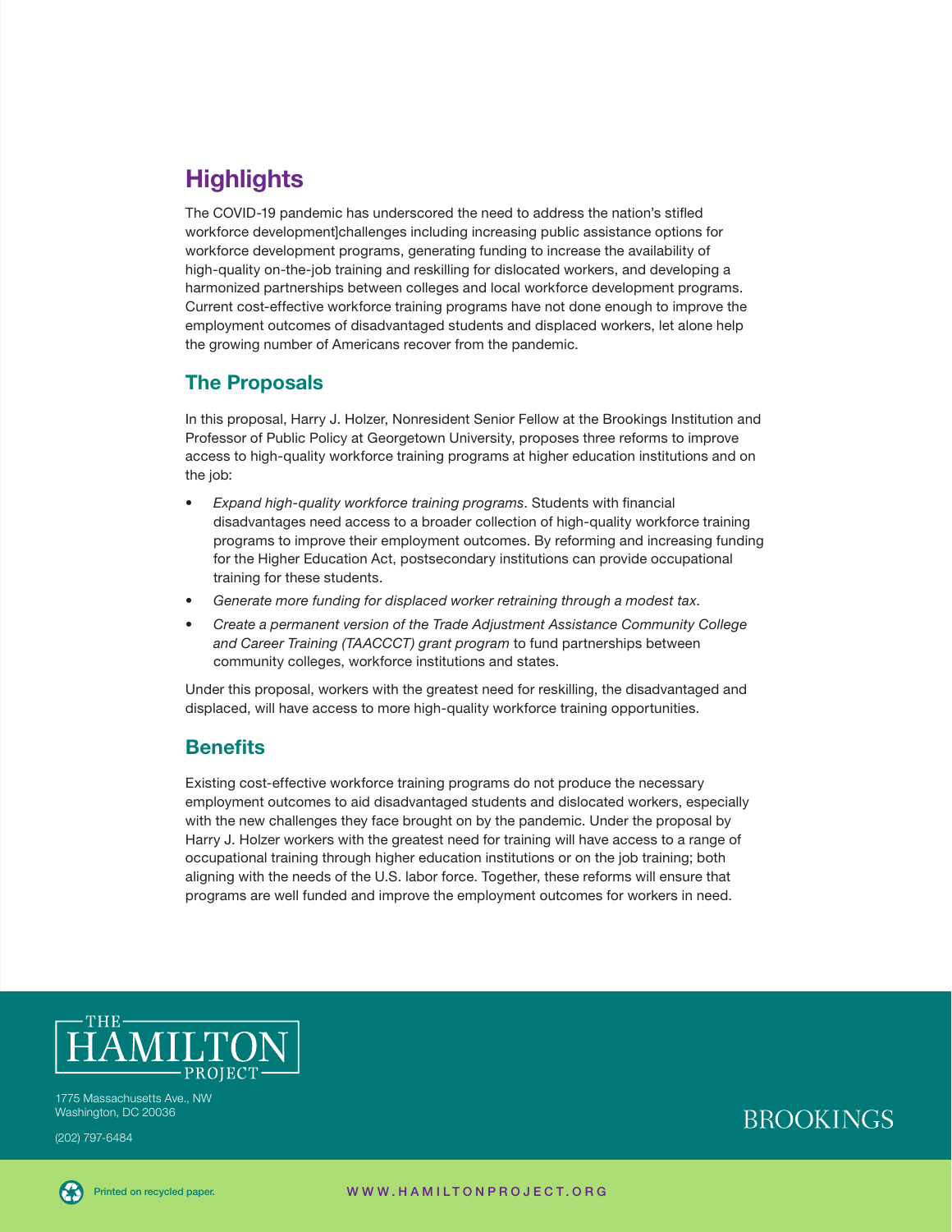## Highlights

The COVID-19 pandemic has underscored the need to address the nation's stifled workforce development]challenges including increasing public assistance options for workforce development programs, generating funding to increase the availability of high-quality on-the-job training and reskilling for dislocated workers, and developing a harmonized partnerships between colleges and local workforce development programs. Current cost-effective workforce training programs have not done enough to improve the employment outcomes of disadvantaged students and displaced workers, let alone help the growing number of Americans recover from the pandemic.

### The Proposals

In this proposal, Harry J. Holzer, Nonresident Senior Fellow at the Brookings Institution and Professor of Public Policy at Georgetown University, proposes three reforms to improve access to high-quality workforce training programs at higher education institutions and on the job:

- *Expand high-quality workforce training programs*. Students with financial disadvantages need access to a broader collection of high-quality workforce training programs to improve their employment outcomes. By reforming and increasing funding for the Higher Education Act, postsecondary institutions can provide occupational training for these students.
- *Generate more funding for displaced worker retraining through a modest tax*.
- *Create a permanent version of the Trade Adjustment Assistance Community College and Career Training (TAACCCT) grant program* to fund partnerships between community colleges, workforce institutions and states.

Under this proposal, workers with the greatest need for reskilling, the disadvantaged and displaced, will have access to more high-quality workforce training opportunities.

### Benefits

Existing cost-effective workforce training programs do not produce the necessary employment outcomes to aid disadvantaged students and dislocated workers, especially with the new challenges they face brought on by the pandemic. Under the proposal by Harry J. Holzer workers with the greatest need for training will have access to a range of occupational training through higher education institutions or on the job training; both aligning with the needs of the U.S. labor force. Together, these reforms will ensure that programs are well funded and improve the employment outcomes for workers in need.

THE HAMILTON PROJECT

1775 Massachusetts Ave., NW
Washington, DC 20036

(202) 797-6484

BROOKINGS

Printed on recycled paper.

WWW.HAMILTONPROJECT.ORG